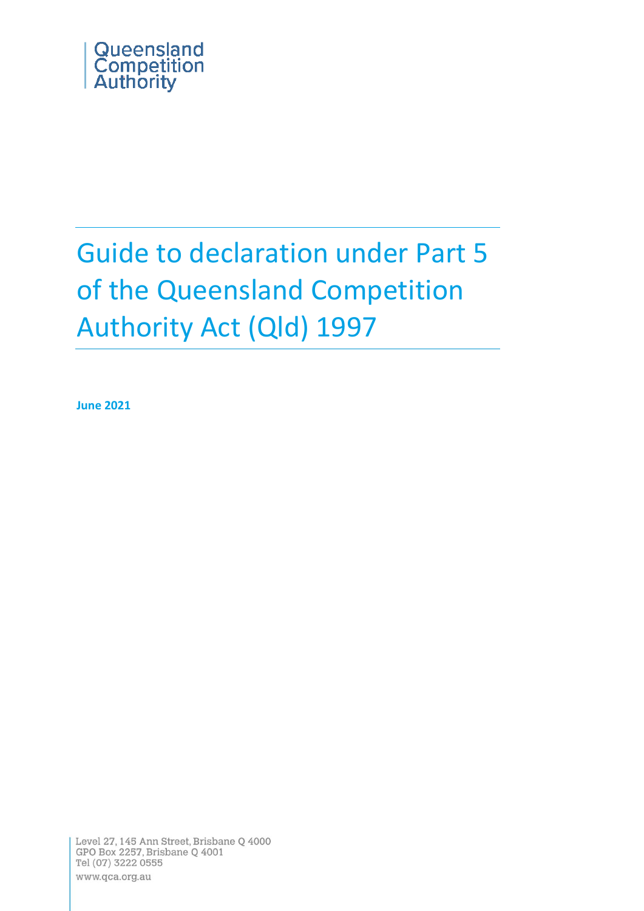Queensland Competition Authority

# Guide to declaration under Part 5 of the Queensland Competition Authority Act (Qld) 1997

**June 2021**

Level 27, 145 Ann Street, Brisbane Q 4000
GPO Box 2257, Brisbane Q 4001
Tel (07) 3222 0555
www.qca.org.au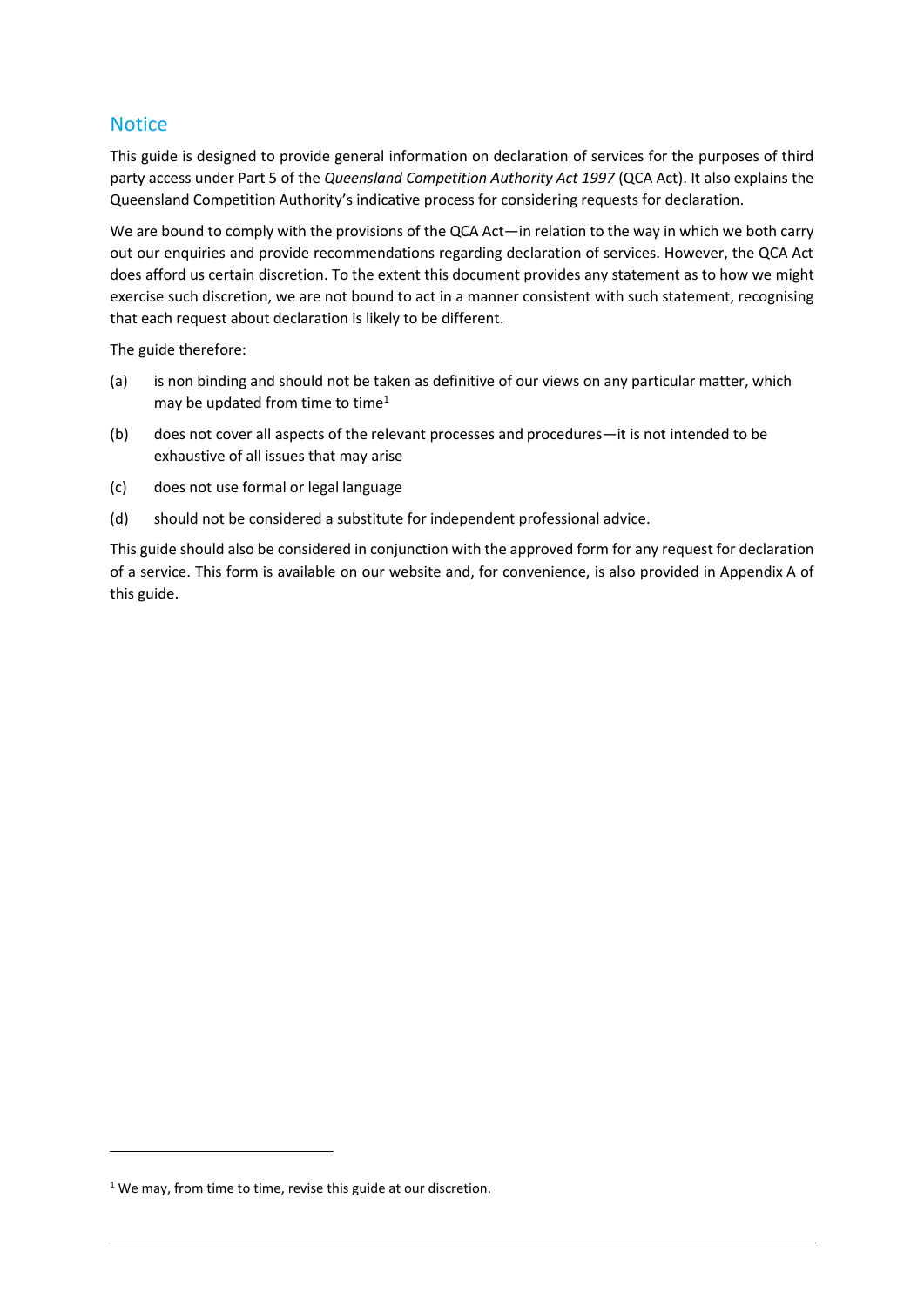## Notice

This guide is designed to provide general information on declaration of services for the purposes of third party access under Part 5 of the *Queensland Competition Authority Act 1997* (QCA Act). It also explains the Queensland Competition Authority's indicative process for considering requests for declaration.

We are bound to comply with the provisions of the QCA Act—in relation to the way in which we both carry out our enquiries and provide recommendations regarding declaration of services. However, the QCA Act does afford us certain discretion. To the extent this document provides any statement as to how we might exercise such discretion, we are not bound to act in a manner consistent with such statement, recognising that each request about declaration is likely to be different.

The guide therefore:

(a) is non binding and should not be taken as definitive of our views on any particular matter, which may be updated from time to time[1]

(b) does not cover all aspects of the relevant processes and procedures—it is not intended to be exhaustive of all issues that may arise

(c) does not use formal or legal language

(d) should not be considered a substitute for independent professional advice.

This guide should also be considered in conjunction with the approved form for any request for declaration of a service. This form is available on our website and, for convenience, is also provided in Appendix A of this guide.

[1] We may, from time to time, revise this guide at our discretion.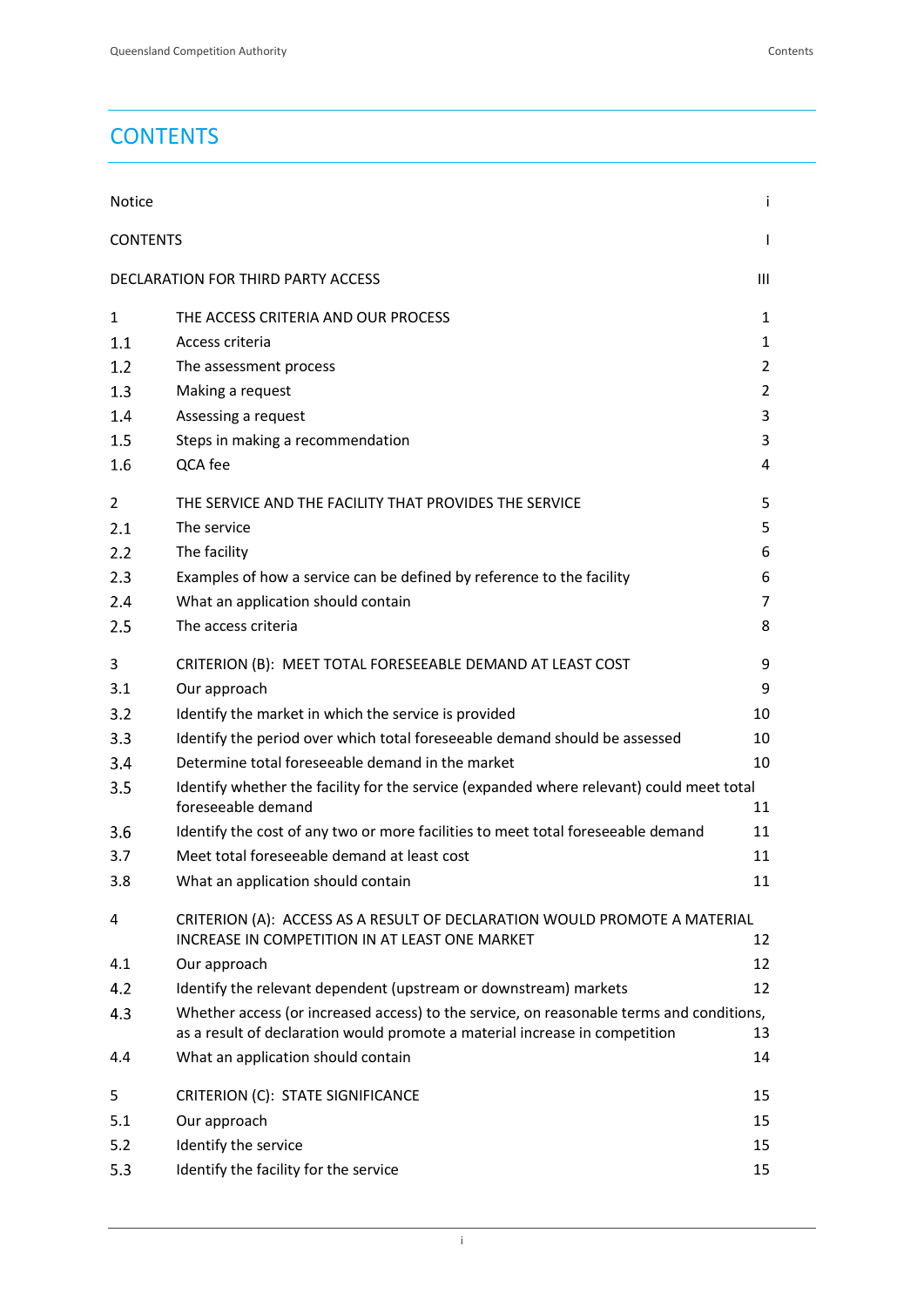# CONTENTS

| | | |
|---|---|---|
| Notice | | i |
| CONTENTS | | I |
| DECLARATION FOR THIRD PARTY ACCESS | | III |
| 1 | THE ACCESS CRITERIA AND OUR PROCESS | 1 |
| 1.1 | Access criteria | 1 |
| 1.2 | The assessment process | 2 |
| 1.3 | Making a request | 2 |
| 1.4 | Assessing a request | 3 |
| 1.5 | Steps in making a recommendation | 3 |
| 1.6 | QCA fee | 4 |
| 2 | THE SERVICE AND THE FACILITY THAT PROVIDES THE SERVICE | 5 |
| 2.1 | The service | 5 |
| 2.2 | The facility | 6 |
| 2.3 | Examples of how a service can be defined by reference to the facility | 6 |
| 2.4 | What an application should contain | 7 |
| 2.5 | The access criteria | 8 |
| 3 | CRITERION (B): MEET TOTAL FORESEEABLE DEMAND AT LEAST COST | 9 |
| 3.1 | Our approach | 9 |
| 3.2 | Identify the market in which the service is provided | 10 |
| 3.3 | Identify the period over which total foreseeable demand should be assessed | 10 |
| 3.4 | Determine total foreseeable demand in the market | 10 |
| 3.5 | Identify whether the facility for the service (expanded where relevant) could meet total foreseeable demand | 11 |
| 3.6 | Identify the cost of any two or more facilities to meet total foreseeable demand | 11 |
| 3.7 | Meet total foreseeable demand at least cost | 11 |
| 3.8 | What an application should contain | 11 |
| 4 | CRITERION (A): ACCESS AS A RESULT OF DECLARATION WOULD PROMOTE A MATERIAL INCREASE IN COMPETITION IN AT LEAST ONE MARKET | 12 |
| 4.1 | Our approach | 12 |
| 4.2 | Identify the relevant dependent (upstream or downstream) markets | 12 |
| 4.3 | Whether access (or increased access) to the service, on reasonable terms and conditions, as a result of declaration would promote a material increase in competition | 13 |
| 4.4 | What an application should contain | 14 |
| 5 | CRITERION (C): STATE SIGNIFICANCE | 15 |
| 5.1 | Our approach | 15 |
| 5.2 | Identify the service | 15 |
| 5.3 | Identify the facility for the service | 15 |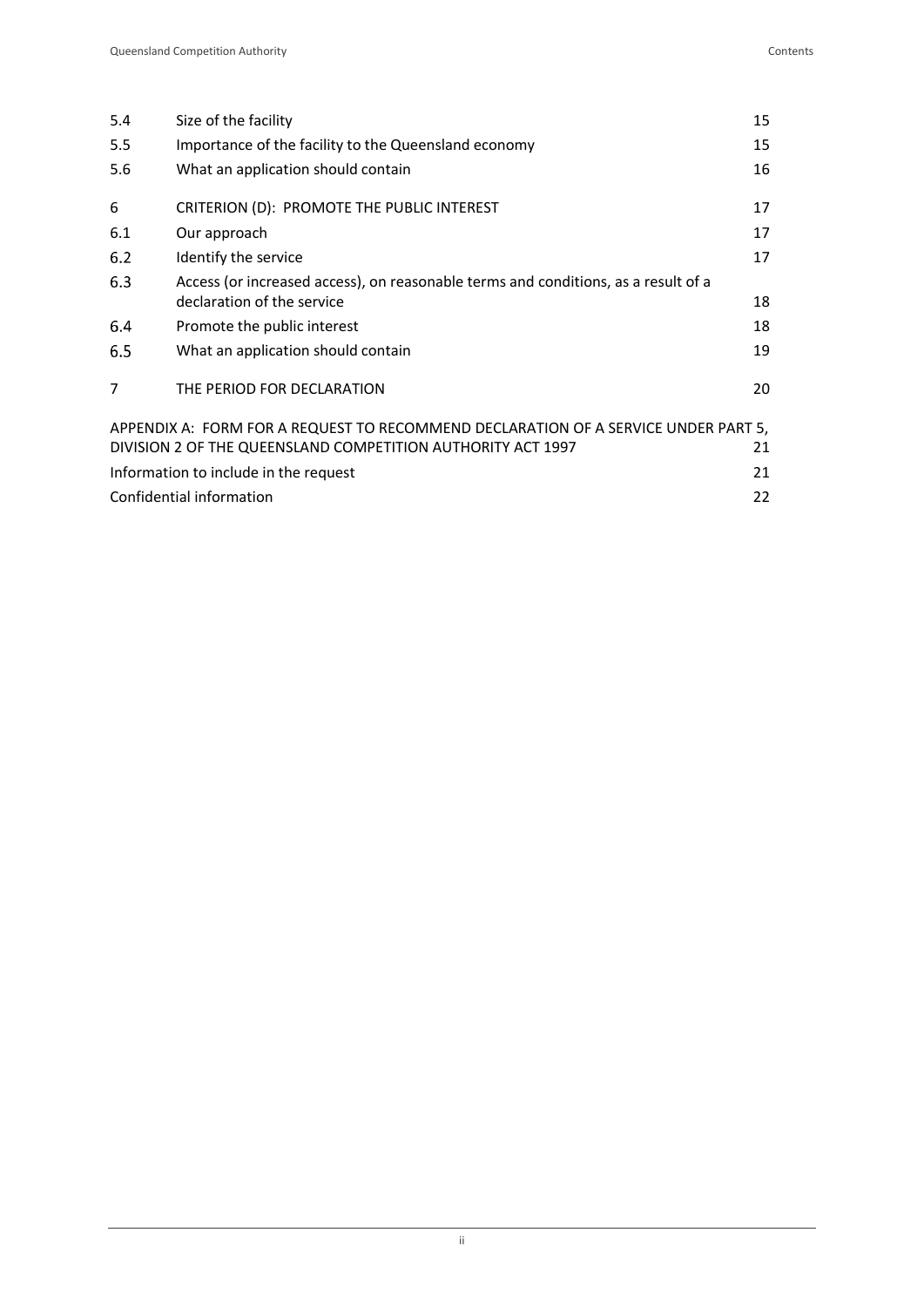| | | |
|---|---|---|
| 5.4 | Size of the facility | 15 |
| 5.5 | Importance of the facility to the Queensland economy | 15 |
| 5.6 | What an application should contain | 16 |
| 6 | CRITERION (D): PROMOTE THE PUBLIC INTEREST | 17 |
| 6.1 | Our approach | 17 |
| 6.2 | Identify the service | 17 |
| 6.3 | Access (or increased access), on reasonable terms and conditions, as a result of a declaration of the service | 18 |
| 6.4 | Promote the public interest | 18 |
| 6.5 | What an application should contain | 19 |
| 7 | THE PERIOD FOR DECLARATION | 20 |
| APPENDIX A: FORM FOR A REQUEST TO RECOMMEND DECLARATION OF A SERVICE UNDER PART 5, DIVISION 2 OF THE QUEENSLAND COMPETITION AUTHORITY ACT 1997 | | 21 |
| Information to include in the request | | 21 |
| Confidential information | | 22 |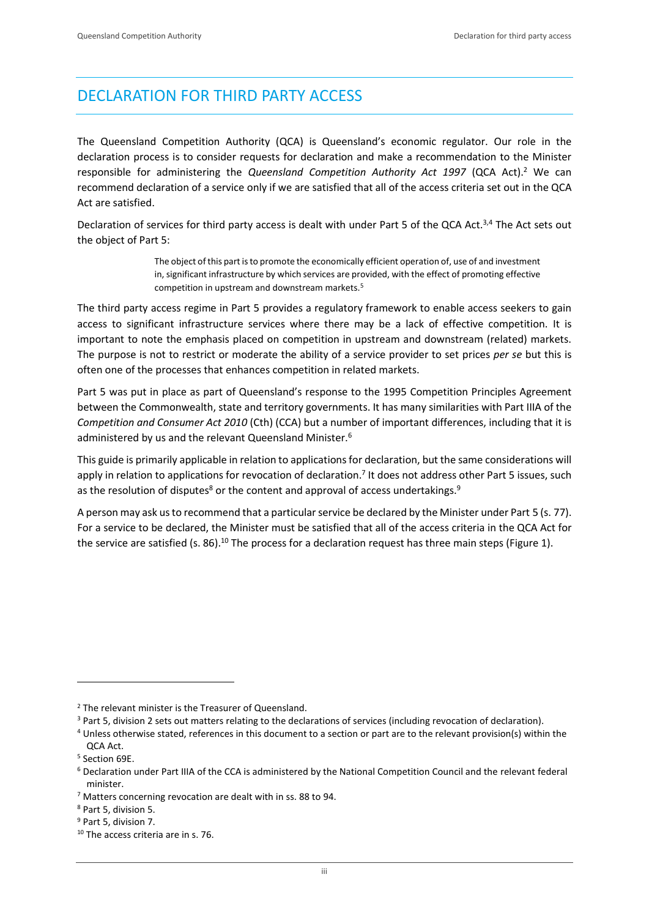# DECLARATION FOR THIRD PARTY ACCESS

The Queensland Competition Authority (QCA) is Queensland's economic regulator. Our role in the declaration process is to consider requests for declaration and make a recommendation to the Minister responsible for administering the *Queensland Competition Authority Act 1997* (QCA Act).[2] We can recommend declaration of a service only if we are satisfied that all of the access criteria set out in the QCA Act are satisfied.

Declaration of services for third party access is dealt with under Part 5 of the QCA Act.[3,4] The Act sets out the object of Part 5:

> The object of this part is to promote the economically efficient operation of, use of and investment in, significant infrastructure by which services are provided, with the effect of promoting effective competition in upstream and downstream markets.[5]

The third party access regime in Part 5 provides a regulatory framework to enable access seekers to gain access to significant infrastructure services where there may be a lack of effective competition. It is important to note the emphasis placed on competition in upstream and downstream (related) markets. The purpose is not to restrict or moderate the ability of a service provider to set prices *per se* but this is often one of the processes that enhances competition in related markets.

Part 5 was put in place as part of Queensland's response to the 1995 Competition Principles Agreement between the Commonwealth, state and territory governments. It has many similarities with Part IIIA of the *Competition and Consumer Act 2010* (Cth) (CCA) but a number of important differences, including that it is administered by us and the relevant Queensland Minister.[6]

This guide is primarily applicable in relation to applications for declaration, but the same considerations will apply in relation to applications for revocation of declaration.[7] It does not address other Part 5 issues, such as the resolution of disputes[8] or the content and approval of access undertakings.[9]

A person may ask us to recommend that a particular service be declared by the Minister under Part 5 (s. 77). For a service to be declared, the Minister must be satisfied that all of the access criteria in the QCA Act for the service are satisfied (s. 86).[10] The process for a declaration request has three main steps (Figure 1).

---

[2] The relevant minister is the Treasurer of Queensland.

[3] Part 5, division 2 sets out matters relating to the declarations of services (including revocation of declaration).

[4] Unless otherwise stated, references in this document to a section or part are to the relevant provision(s) within the QCA Act.

[5] Section 69E.

[6] Declaration under Part IIIA of the CCA is administered by the National Competition Council and the relevant federal minister.

[7] Matters concerning revocation are dealt with in ss. 88 to 94.

[8] Part 5, division 5.

[9] Part 5, division 7.

[10] The access criteria are in s. 76.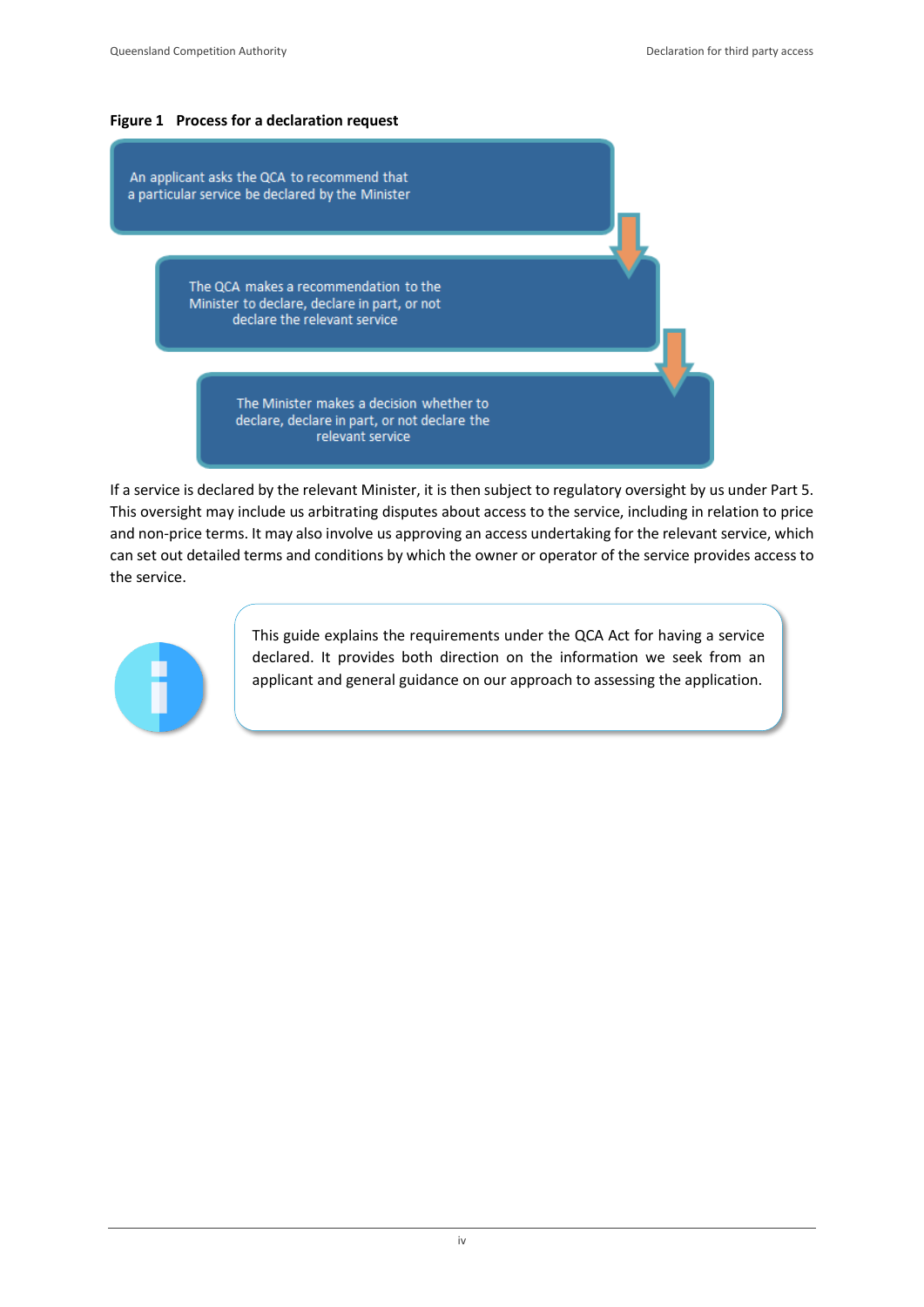**Figure 1 Process for a declaration request**

An applicant asks the QCA to recommend that a particular service be declared by the Minister

The QCA makes a recommendation to the Minister to declare, declare in part, or not declare the relevant service

The Minister makes a decision whether to declare, declare in part, or not declare the relevant service

If a service is declared by the relevant Minister, it is then subject to regulatory oversight by us under Part 5. This oversight may include us arbitrating disputes about access to the service, including in relation to price and non-price terms. It may also involve us approving an access undertaking for the relevant service, which can set out detailed terms and conditions by which the owner or operator of the service provides access to the service.

This guide explains the requirements under the QCA Act for having a service declared. It provides both direction on the information we seek from an applicant and general guidance on our approach to assessing the application.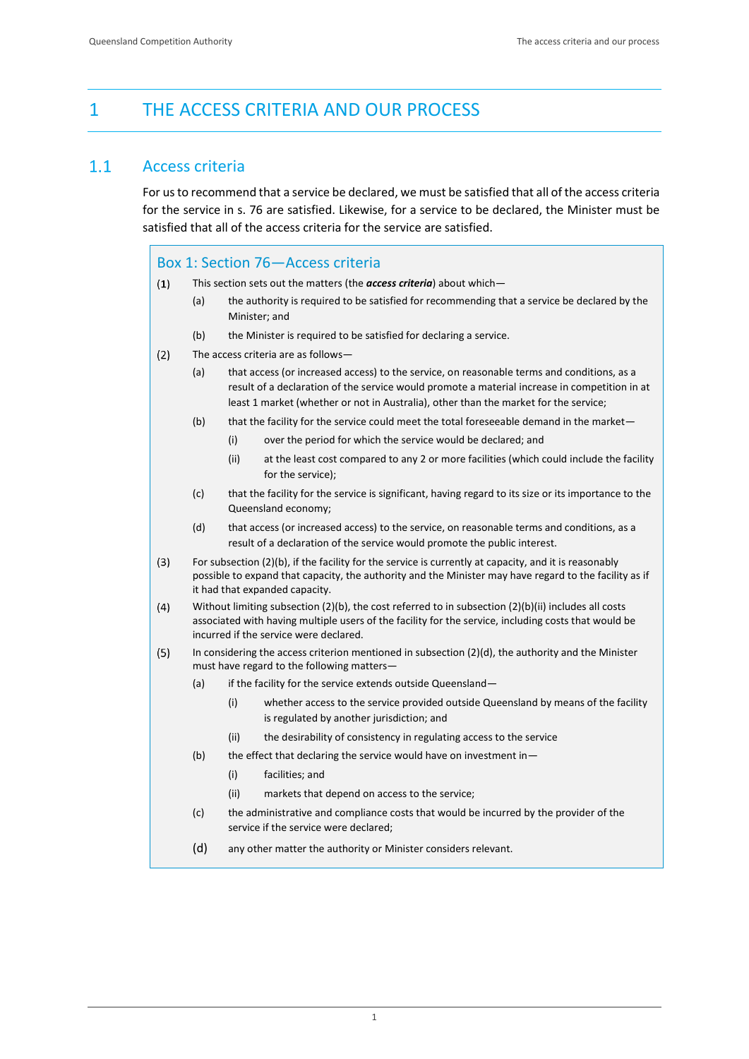# 1 THE ACCESS CRITERIA AND OUR PROCESS

## 1.1 Access criteria

For us to recommend that a service be declared, we must be satisfied that all of the access criteria for the service in s. 76 are satisfied. Likewise, for a service to be declared, the Minister must be satisfied that all of the access criteria for the service are satisfied.

### Box 1: Section 76—Access criteria

(1) This section sets out the matters (the ***access criteria***) about which—

- (a) the authority is required to be satisfied for recommending that a service be declared by the Minister; and
- (b) the Minister is required to be satisfied for declaring a service.

(2) The access criteria are as follows—

- (a) that access (or increased access) to the service, on reasonable terms and conditions, as a result of a declaration of the service would promote a material increase in competition in at least 1 market (whether or not in Australia), other than the market for the service;
- (b) that the facility for the service could meet the total foreseeable demand in the market—
  - (i) over the period for which the service would be declared; and
  - (ii) at the least cost compared to any 2 or more facilities (which could include the facility for the service);
- (c) that the facility for the service is significant, having regard to its size or its importance to the Queensland economy;
- (d) that access (or increased access) to the service, on reasonable terms and conditions, as a result of a declaration of the service would promote the public interest.

(3) For subsection (2)(b), if the facility for the service is currently at capacity, and it is reasonably possible to expand that capacity, the authority and the Minister may have regard to the facility as if it had that expanded capacity.

(4) Without limiting subsection (2)(b), the cost referred to in subsection (2)(b)(ii) includes all costs associated with having multiple users of the facility for the service, including costs that would be incurred if the service were declared.

(5) In considering the access criterion mentioned in subsection (2)(d), the authority and the Minister must have regard to the following matters—

- (a) if the facility for the service extends outside Queensland—
  - (i) whether access to the service provided outside Queensland by means of the facility is regulated by another jurisdiction; and
  - (ii) the desirability of consistency in regulating access to the service
- (b) the effect that declaring the service would have on investment in—
  - (i) facilities; and
  - (ii) markets that depend on access to the service;
- (c) the administrative and compliance costs that would be incurred by the provider of the service if the service were declared;
- (d) any other matter the authority or Minister considers relevant.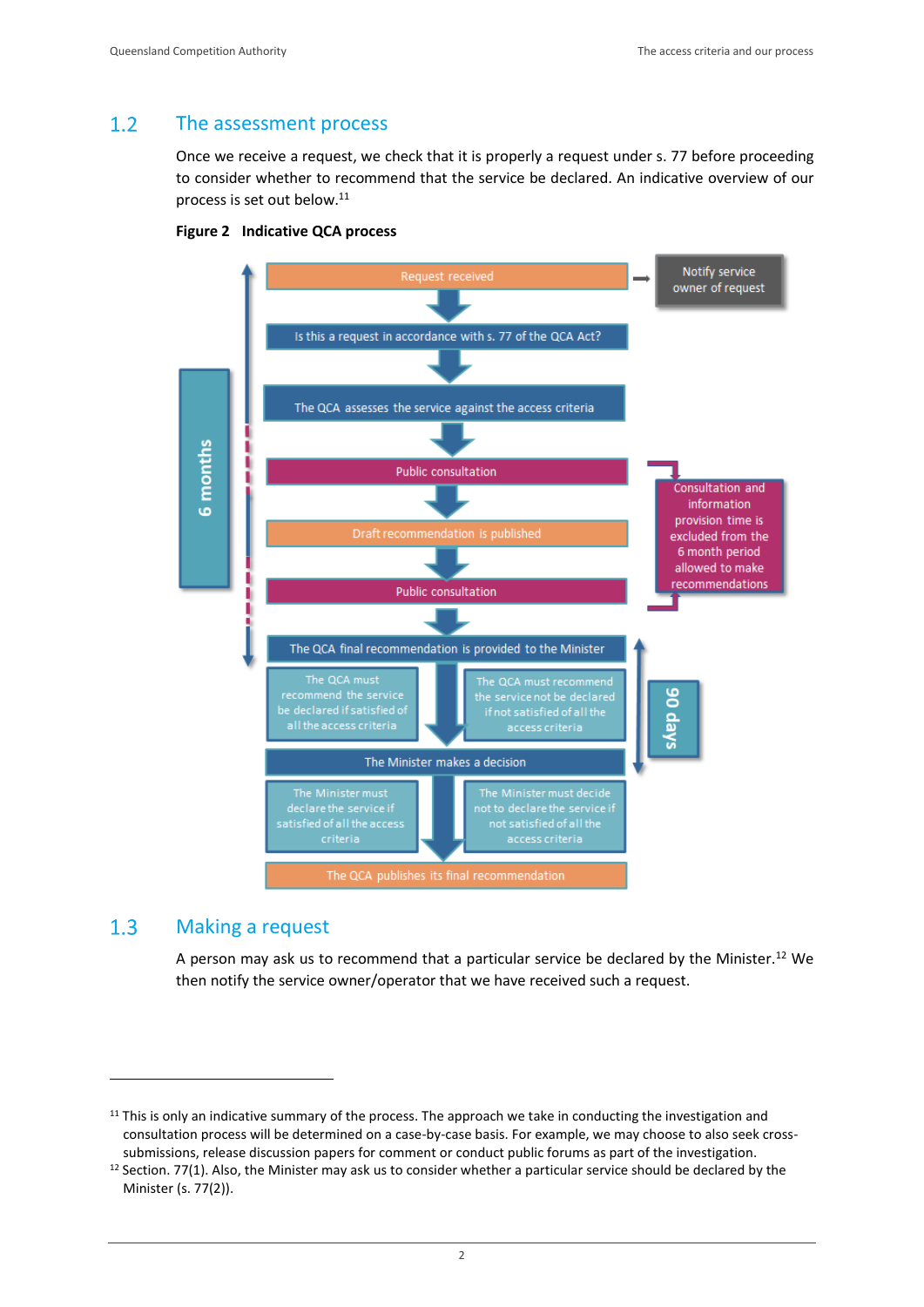## 1.2 The assessment process

Once we receive a request, we check that it is properly a request under s. 77 before proceeding to consider whether to recommend that the service be declared. An indicative overview of our process is set out below.[11]

**Figure 2 Indicative QCA process**

Request received → Notify service owner of request

Is this a request in accordance with s. 77 of the QCA Act?

The QCA assesses the service against the access criteria

Public consultation

Draft recommendation is published

Public consultation

Consultation and information provision time is excluded from the 6 month period allowed to make recommendations

6 months

The QCA final recommendation is provided to the Minister

The QCA must recommend the service be declared if satisfied of all the access criteria

The QCA must recommend the service not be declared if not satisfied of all the access criteria

The Minister makes a decision

The Minister must declare the service if satisfied of all the access criteria

The Minister must decide not to declare the service if not satisfied of all the access criteria

90 days

The QCA publishes its final recommendation

## 1.3 Making a request

A person may ask us to recommend that a particular service be declared by the Minister.[12] We then notify the service owner/operator that we have received such a request.

---

[11] This is only an indicative summary of the process. The approach we take in conducting the investigation and consultation process will be determined on a case-by-case basis. For example, we may choose to also seek cross-submissions, release discussion papers for comment or conduct public forums as part of the investigation.

[12] Section. 77(1). Also, the Minister may ask us to consider whether a particular service should be declared by the Minister (s. 77(2)).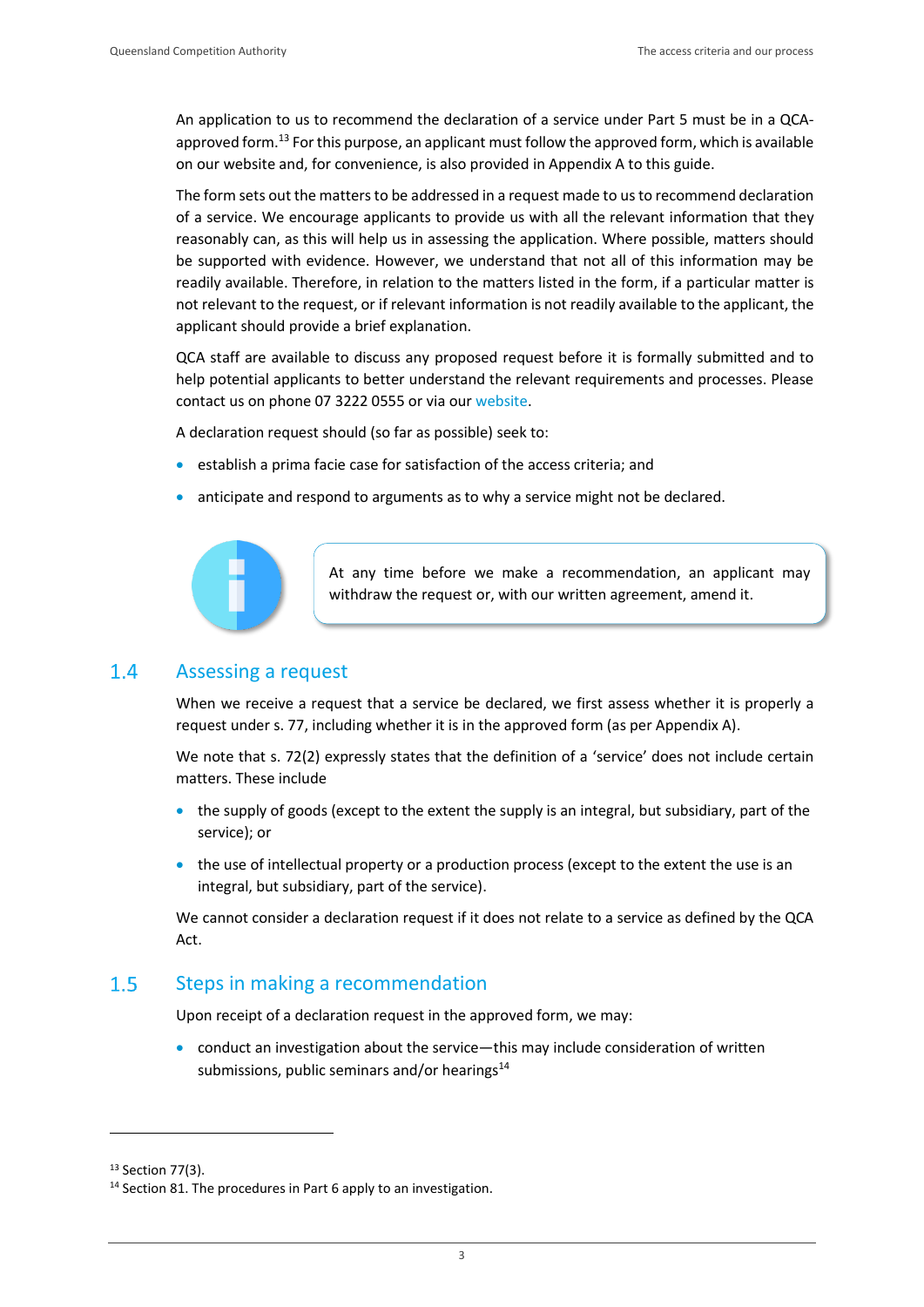An application to us to recommend the declaration of a service under Part 5 must be in a QCA-approved form.[13] For this purpose, an applicant must follow the approved form, which is available on our website and, for convenience, is also provided in Appendix A to this guide.

The form sets out the matters to be addressed in a request made to us to recommend declaration of a service. We encourage applicants to provide us with all the relevant information that they reasonably can, as this will help us in assessing the application. Where possible, matters should be supported with evidence. However, we understand that not all of this information may be readily available. Therefore, in relation to the matters listed in the form, if a particular matter is not relevant to the request, or if relevant information is not readily available to the applicant, the applicant should provide a brief explanation.

QCA staff are available to discuss any proposed request before it is formally submitted and to help potential applicants to better understand the relevant requirements and processes. Please contact us on phone 07 3222 0555 or via our website.

A declaration request should (so far as possible) seek to:

- establish a prima facie case for satisfaction of the access criteria; and
- anticipate and respond to arguments as to why a service might not be declared.

> At any time before we make a recommendation, an applicant may withdraw the request or, with our written agreement, amend it.

## 1.4 Assessing a request

When we receive a request that a service be declared, we first assess whether it is properly a request under s. 77, including whether it is in the approved form (as per Appendix A).

We note that s. 72(2) expressly states that the definition of a 'service' does not include certain matters. These include

- the supply of goods (except to the extent the supply is an integral, but subsidiary, part of the service); or
- the use of intellectual property or a production process (except to the extent the use is an integral, but subsidiary, part of the service).

We cannot consider a declaration request if it does not relate to a service as defined by the QCA Act.

## 1.5 Steps in making a recommendation

Upon receipt of a declaration request in the approved form, we may:

- conduct an investigation about the service—this may include consideration of written submissions, public seminars and/or hearings[14]

---

[13] Section 77(3).

[14] Section 81. The procedures in Part 6 apply to an investigation.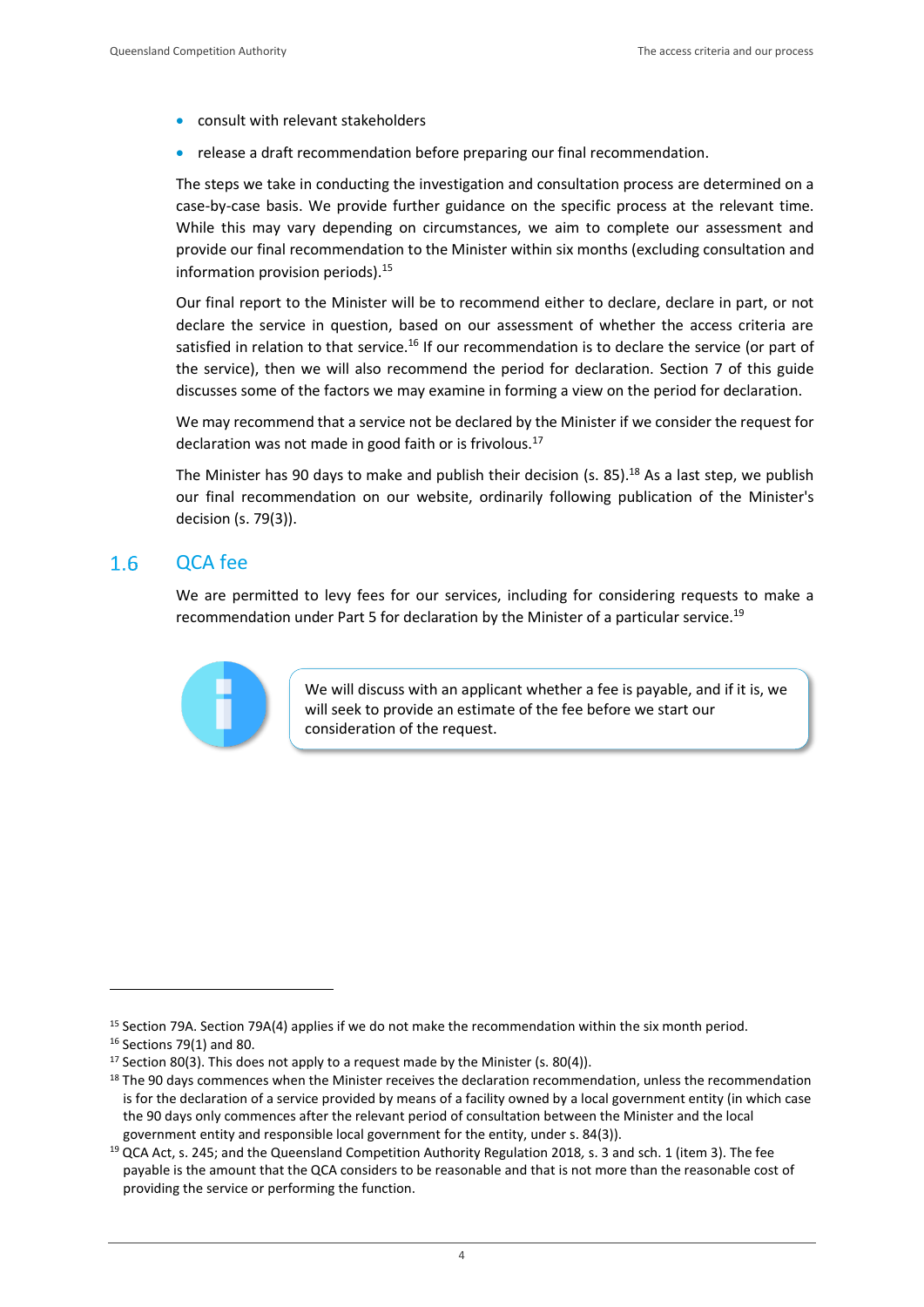- consult with relevant stakeholders
- release a draft recommendation before preparing our final recommendation.

The steps we take in conducting the investigation and consultation process are determined on a case-by-case basis. We provide further guidance on the specific process at the relevant time. While this may vary depending on circumstances, we aim to complete our assessment and provide our final recommendation to the Minister within six months (excluding consultation and information provision periods).[15]

Our final report to the Minister will be to recommend either to declare, declare in part, or not declare the service in question, based on our assessment of whether the access criteria are satisfied in relation to that service.[16] If our recommendation is to declare the service (or part of the service), then we will also recommend the period for declaration. Section 7 of this guide discusses some of the factors we may examine in forming a view on the period for declaration.

We may recommend that a service not be declared by the Minister if we consider the request for declaration was not made in good faith or is frivolous.[17]

The Minister has 90 days to make and publish their decision (s. 85).[18] As a last step, we publish our final recommendation on our website, ordinarily following publication of the Minister's decision (s. 79(3)).

## 1.6 QCA fee

We are permitted to levy fees for our services, including for considering requests to make a recommendation under Part 5 for declaration by the Minister of a particular service.[19]

> We will discuss with an applicant whether a fee is payable, and if it is, we will seek to provide an estimate of the fee before we start our consideration of the request.

---

[15] Section 79A. Section 79A(4) applies if we do not make the recommendation within the six month period.

[16] Sections 79(1) and 80.

[17] Section 80(3). This does not apply to a request made by the Minister (s. 80(4)).

[18] The 90 days commences when the Minister receives the declaration recommendation, unless the recommendation is for the declaration of a service provided by means of a facility owned by a local government entity (in which case the 90 days only commences after the relevant period of consultation between the Minister and the local government entity and responsible local government for the entity, under s. 84(3)).

[19] QCA Act, s. 245; and the Queensland Competition Authority Regulation 2018, s. 3 and sch. 1 (item 3). The fee payable is the amount that the QCA considers to be reasonable and that is not more than the reasonable cost of providing the service or performing the function.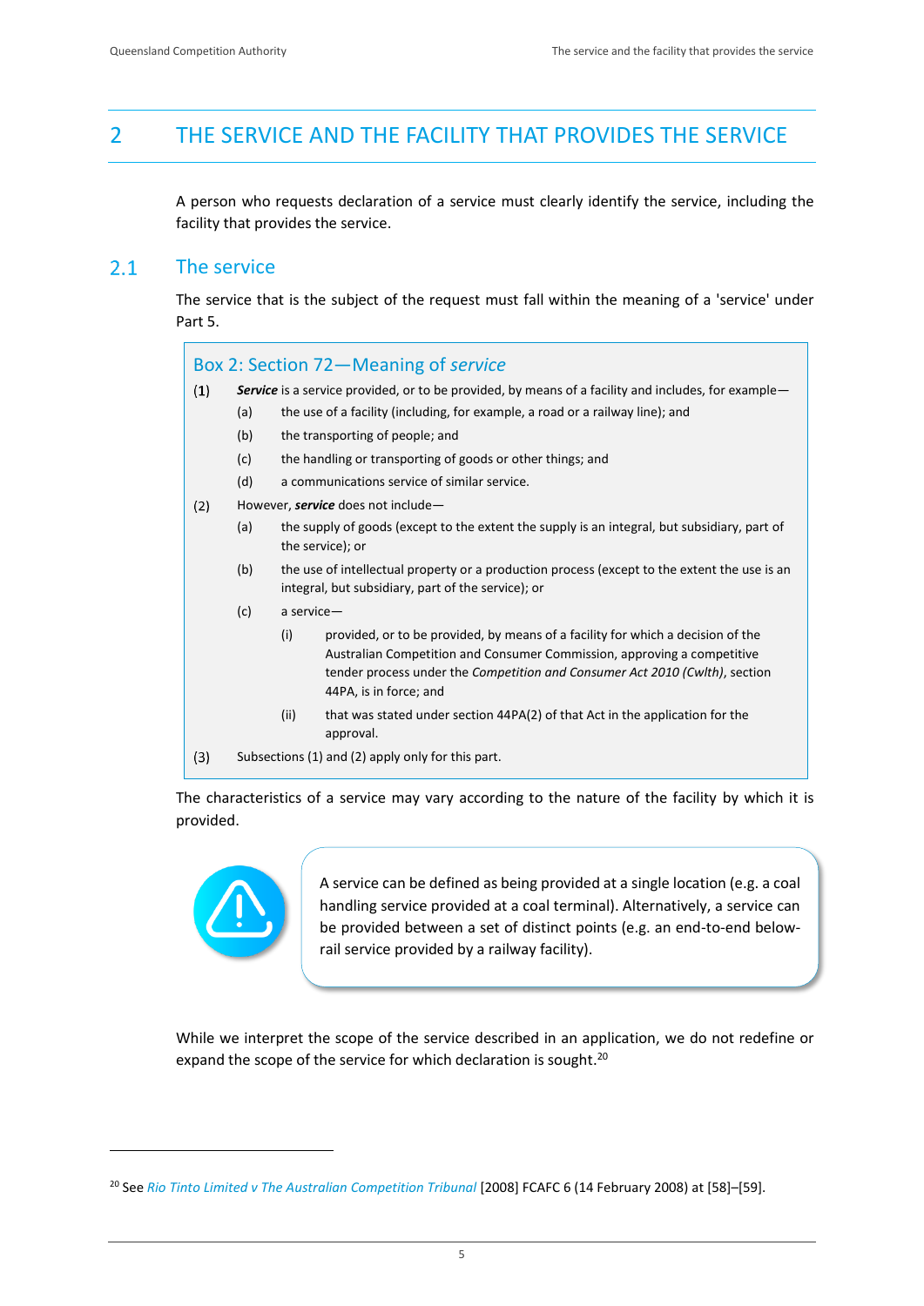# 2 THE SERVICE AND THE FACILITY THAT PROVIDES THE SERVICE

A person who requests declaration of a service must clearly identify the service, including the facility that provides the service.

## 2.1 The service

The service that is the subject of the request must fall within the meaning of a 'service' under Part 5.

> **Box 2: Section 72—Meaning of *service***
>
> (1) ***Service*** is a service provided, or to be provided, by means of a facility and includes, for example—
>
> (a) the use of a facility (including, for example, a road or a railway line); and
>
> (b) the transporting of people; and
>
> (c) the handling or transporting of goods or other things; and
>
> (d) a communications service of similar service.
>
> (2) However, ***service*** does not include—
>
> (a) the supply of goods (except to the extent the supply is an integral, but subsidiary, part of the service); or
>
> (b) the use of intellectual property or a production process (except to the extent the use is an integral, but subsidiary, part of the service); or
>
> (c) a service—
>
> (i) provided, or to be provided, by means of a facility for which a decision of the Australian Competition and Consumer Commission, approving a competitive tender process under the *Competition and Consumer Act 2010 (Cwlth)*, section 44PA, is in force; and
>
> (ii) that was stated under section 44PA(2) of that Act in the application for the approval.
>
> (3) Subsections (1) and (2) apply only for this part.

The characteristics of a service may vary according to the nature of the facility by which it is provided.

> A service can be defined as being provided at a single location (e.g. a coal handling service provided at a coal terminal). Alternatively, a service can be provided between a set of distinct points (e.g. an end-to-end below-rail service provided by a railway facility).

While we interpret the scope of the service described in an application, we do not redefine or expand the scope of the service for which declaration is sought.[20]

---

[20] See *Rio Tinto Limited v The Australian Competition Tribunal* [2008] FCAFC 6 (14 February 2008) at [58]–[59].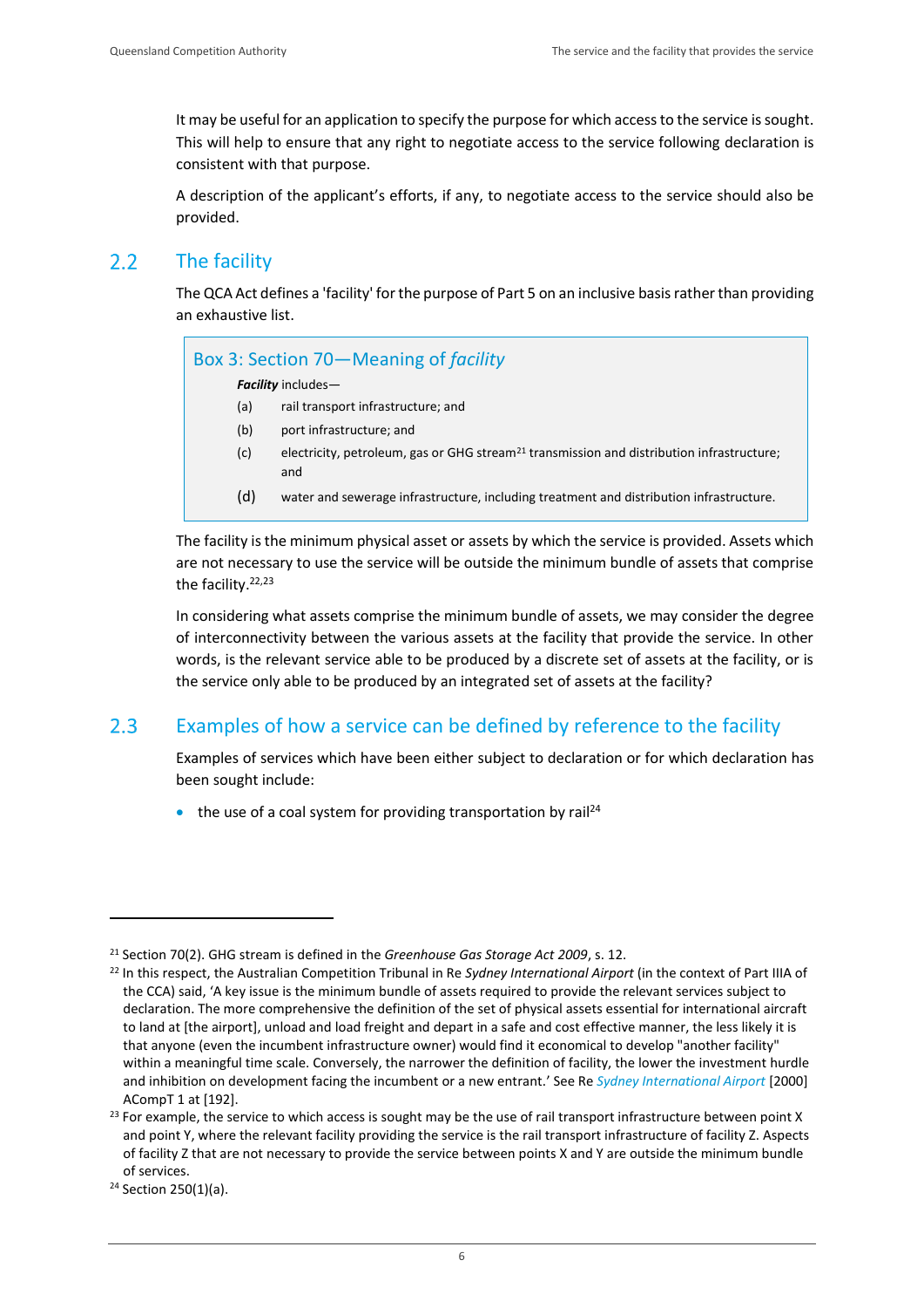It may be useful for an application to specify the purpose for which access to the service is sought. This will help to ensure that any right to negotiate access to the service following declaration is consistent with that purpose.

A description of the applicant's efforts, if any, to negotiate access to the service should also be provided.

## 2.2 The facility

The QCA Act defines a 'facility' for the purpose of Part 5 on an inclusive basis rather than providing an exhaustive list.

> **Box 3: Section 70—Meaning of *facility***
>
> ***Facility*** includes—
>
> (a) rail transport infrastructure; and
>
> (b) port infrastructure; and
>
> (c) electricity, petroleum, gas or GHG stream[21] transmission and distribution infrastructure; and
>
> (d) water and sewerage infrastructure, including treatment and distribution infrastructure.

The facility is the minimum physical asset or assets by which the service is provided. Assets which are not necessary to use the service will be outside the minimum bundle of assets that comprise the facility.[22,23]

In considering what assets comprise the minimum bundle of assets, we may consider the degree of interconnectivity between the various assets at the facility that provide the service. In other words, is the relevant service able to be produced by a discrete set of assets at the facility, or is the service only able to be produced by an integrated set of assets at the facility?

## 2.3 Examples of how a service can be defined by reference to the facility

Examples of services which have been either subject to declaration or for which declaration has been sought include:

- the use of a coal system for providing transportation by rail[24]

---

[21] Section 70(2). GHG stream is defined in the *Greenhouse Gas Storage Act 2009*, s. 12.

[22] In this respect, the Australian Competition Tribunal in Re *Sydney International Airport* (in the context of Part IIIA of the CCA) said, 'A key issue is the minimum bundle of assets required to provide the relevant services subject to declaration. The more comprehensive the definition of the set of physical assets essential for international aircraft to land at [the airport], unload and load freight and depart in a safe and cost effective manner, the less likely it is that anyone (even the incumbent infrastructure owner) would find it economical to develop "another facility" within a meaningful time scale. Conversely, the narrower the definition of facility, the lower the investment hurdle and inhibition on development facing the incumbent or a new entrant.' See Re *Sydney International Airport* [2000] ACompT 1 at [192].

[23] For example, the service to which access is sought may be the use of rail transport infrastructure between point X and point Y, where the relevant facility providing the service is the rail transport infrastructure of facility Z. Aspects of facility Z that are not necessary to provide the service between points X and Y are outside the minimum bundle of services.

[24] Section 250(1)(a).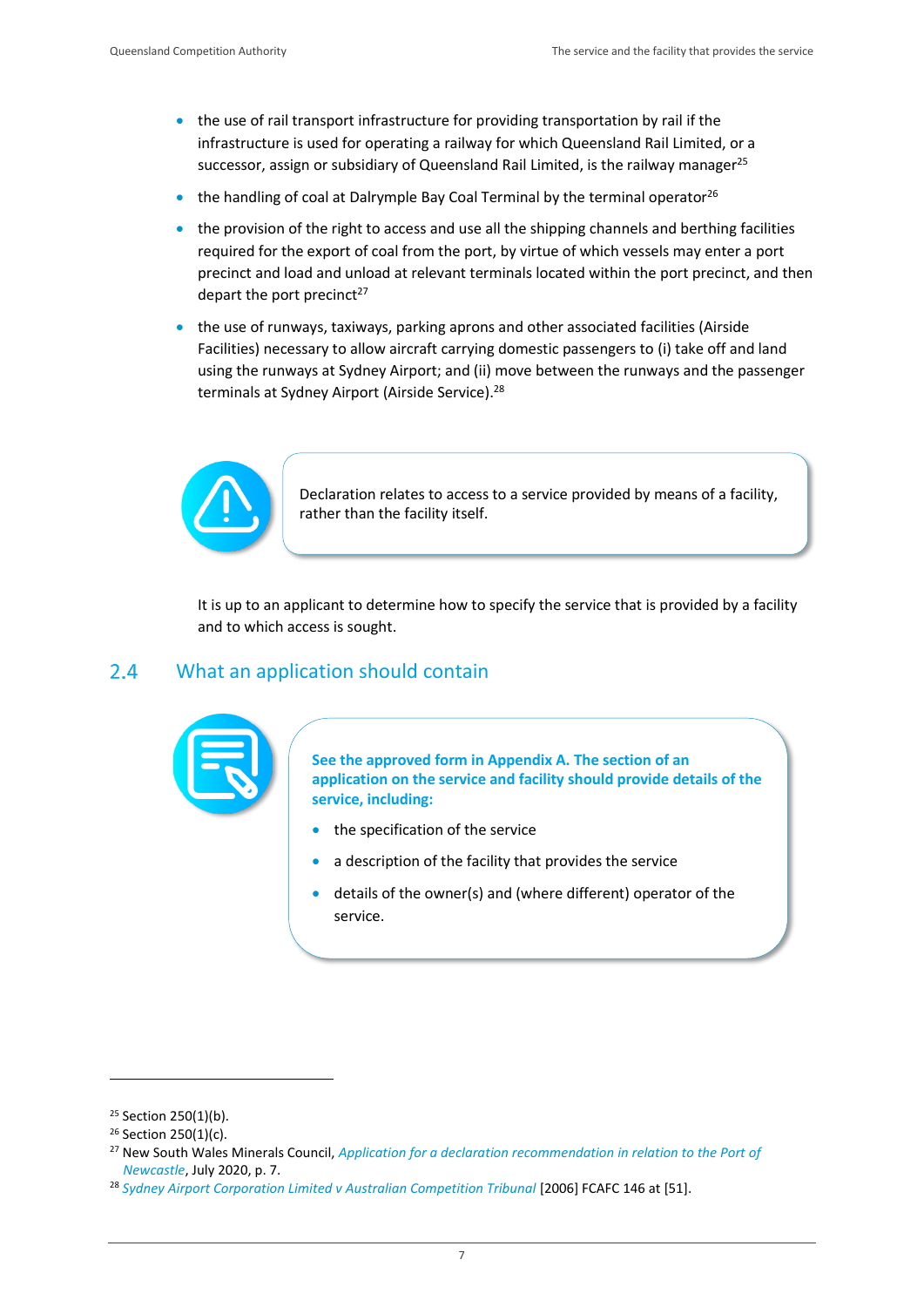- the use of rail transport infrastructure for providing transportation by rail if the infrastructure is used for operating a railway for which Queensland Rail Limited, or a successor, assign or subsidiary of Queensland Rail Limited, is the railway manager[25]
- the handling of coal at Dalrymple Bay Coal Terminal by the terminal operator[26]
- the provision of the right to access and use all the shipping channels and berthing facilities required for the export of coal from the port, by virtue of which vessels may enter a port precinct and load and unload at relevant terminals located within the port precinct, and then depart the port precinct[27]
- the use of runways, taxiways, parking aprons and other associated facilities (Airside Facilities) necessary to allow aircraft carrying domestic passengers to (i) take off and land using the runways at Sydney Airport; and (ii) move between the runways and the passenger terminals at Sydney Airport (Airside Service).[28]

> Declaration relates to access to a service provided by means of a facility, rather than the facility itself.

It is up to an applicant to determine how to specify the service that is provided by a facility and to which access is sought.

## 2.4 What an application should contain

> **See the approved form in Appendix A. The section of an application on the service and facility should provide details of the service, including:**
>
> - the specification of the service
> - a description of the facility that provides the service
> - details of the owner(s) and (where different) operator of the service.

---

[25] Section 250(1)(b).

[26] Section 250(1)(c).

[27] New South Wales Minerals Council, *Application for a declaration recommendation in relation to the Port of Newcastle*, July 2020, p. 7.

[28] *Sydney Airport Corporation Limited v Australian Competition Tribunal* [2006] FCAFC 146 at [51].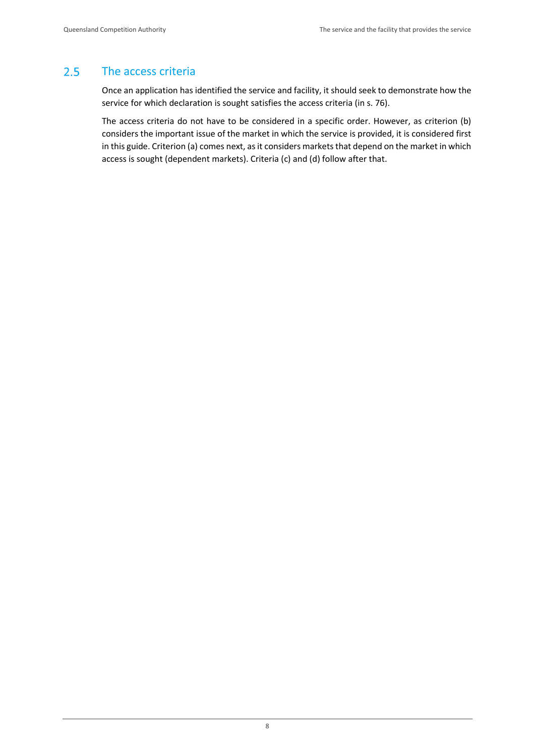## 2.5 The access criteria

Once an application has identified the service and facility, it should seek to demonstrate how the service for which declaration is sought satisfies the access criteria (in s. 76).

The access criteria do not have to be considered in a specific order. However, as criterion (b) considers the important issue of the market in which the service is provided, it is considered first in this guide. Criterion (a) comes next, as it considers markets that depend on the market in which access is sought (dependent markets). Criteria (c) and (d) follow after that.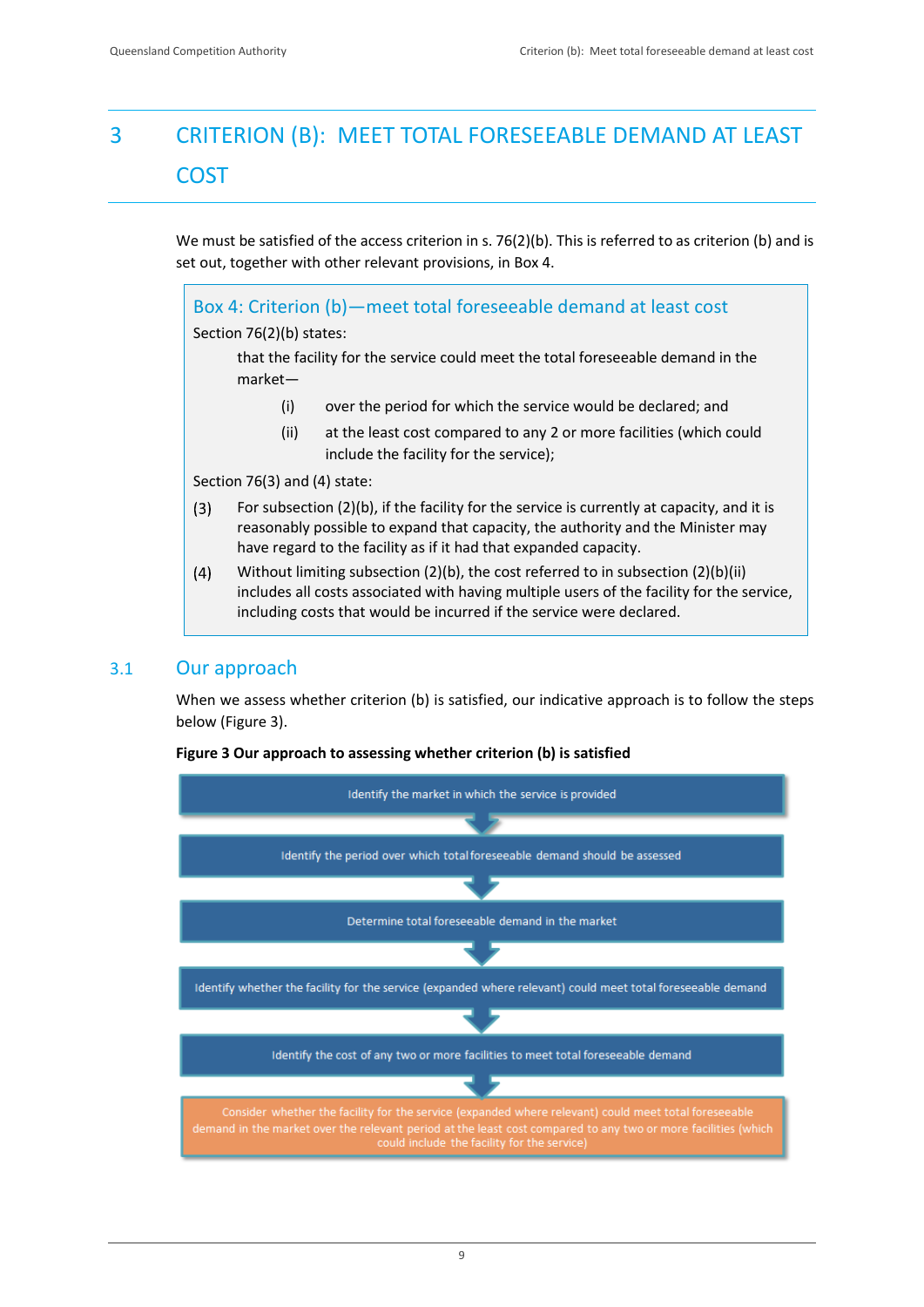# 3 CRITERION (B): MEET TOTAL FORESEEABLE DEMAND AT LEAST COST

We must be satisfied of the access criterion in s. 76(2)(b). This is referred to as criterion (b) and is set out, together with other relevant provisions, in Box 4.

> **Box 4: Criterion (b)—meet total foreseeable demand at least cost**
>
> Section 76(2)(b) states:
>
> that the facility for the service could meet the total foreseeable demand in the market—
>
> (i) over the period for which the service would be declared; and
>
> (ii) at the least cost compared to any 2 or more facilities (which could include the facility for the service);
>
> Section 76(3) and (4) state:
>
> (3) For subsection (2)(b), if the facility for the service is currently at capacity, and it is reasonably possible to expand that capacity, the authority and the Minister may have regard to the facility as if it had that expanded capacity.
>
> (4) Without limiting subsection (2)(b), the cost referred to in subsection (2)(b)(ii) includes all costs associated with having multiple users of the facility for the service, including costs that would be incurred if the service were declared.

## 3.1 Our approach

When we assess whether criterion (b) is satisfied, our indicative approach is to follow the steps below (Figure 3).

**Figure 3 Our approach to assessing whether criterion (b) is satisfied**

1. Identify the market in which the service is provided
2. Identify the period over which total foreseeable demand should be assessed
3. Determine total foreseeable demand in the market
4. Identify whether the facility for the service (expanded where relevant) could meet total foreseeable demand
5. Identify the cost of any two or more facilities to meet total foreseeable demand
6. Consider whether the facility for the service (expanded where relevant) could meet total foreseeable demand in the market over the relevant period at the least cost compared to any two or more facilities (which could include the facility for the service)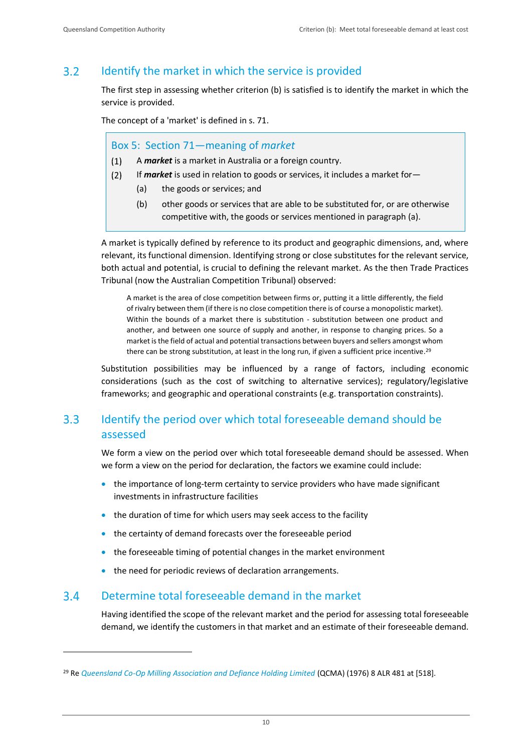## 3.2 Identify the market in which the service is provided

The first step in assessing whether criterion (b) is satisfied is to identify the market in which the service is provided.

The concept of a 'market' is defined in s. 71.

> **Box 5: Section 71—meaning of *market***
>
> (1) A ***market*** is a market in Australia or a foreign country.
>
> (2) If ***market*** is used in relation to goods or services, it includes a market for—
>
> (a) the goods or services; and
>
> (b) other goods or services that are able to be substituted for, or are otherwise competitive with, the goods or services mentioned in paragraph (a).

A market is typically defined by reference to its product and geographic dimensions, and, where relevant, its functional dimension. Identifying strong or close substitutes for the relevant service, both actual and potential, is crucial to defining the relevant market. As the then Trade Practices Tribunal (now the Australian Competition Tribunal) observed:

> A market is the area of close competition between firms or, putting it a little differently, the field of rivalry between them (if there is no close competition there is of course a monopolistic market). Within the bounds of a market there is substitution - substitution between one product and another, and between one source of supply and another, in response to changing prices. So a market is the field of actual and potential transactions between buyers and sellers amongst whom there can be strong substitution, at least in the long run, if given a sufficient price incentive.[29]

Substitution possibilities may be influenced by a range of factors, including economic considerations (such as the cost of switching to alternative services); regulatory/legislative frameworks; and geographic and operational constraints (e.g. transportation constraints).

## 3.3 Identify the period over which total foreseeable demand should be assessed

We form a view on the period over which total foreseeable demand should be assessed. When we form a view on the period for declaration, the factors we examine could include:

- the importance of long-term certainty to service providers who have made significant investments in infrastructure facilities
- the duration of time for which users may seek access to the facility
- the certainty of demand forecasts over the foreseeable period
- the foreseeable timing of potential changes in the market environment
- the need for periodic reviews of declaration arrangements.

## 3.4 Determine total foreseeable demand in the market

Having identified the scope of the relevant market and the period for assessing total foreseeable demand, we identify the customers in that market and an estimate of their foreseeable demand.

---

[29] Re *Queensland Co-Op Milling Association and Defiance Holding Limited* (QCMA) (1976) 8 ALR 481 at [518].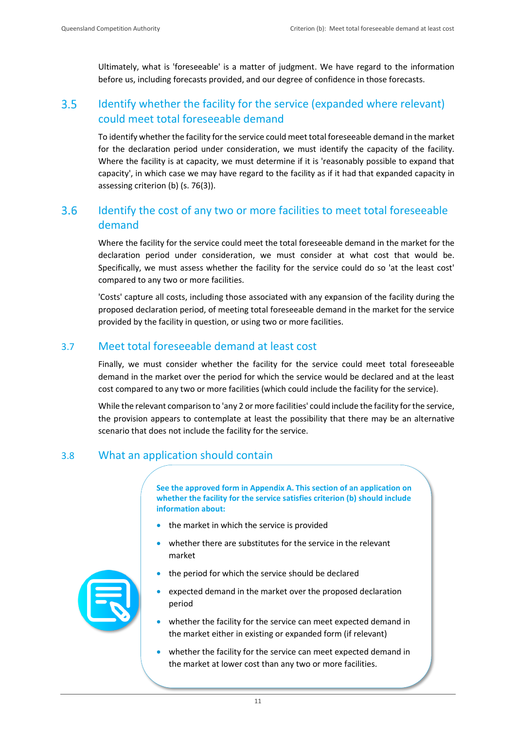Ultimately, what is 'foreseeable' is a matter of judgment. We have regard to the information before us, including forecasts provided, and our degree of confidence in those forecasts.

## 3.5 Identify whether the facility for the service (expanded where relevant) could meet total foreseeable demand

To identify whether the facility for the service could meet total foreseeable demand in the market for the declaration period under consideration, we must identify the capacity of the facility. Where the facility is at capacity, we must determine if it is 'reasonably possible to expand that capacity', in which case we may have regard to the facility as if it had that expanded capacity in assessing criterion (b) (s. 76(3)).

## 3.6 Identify the cost of any two or more facilities to meet total foreseeable demand

Where the facility for the service could meet the total foreseeable demand in the market for the declaration period under consideration, we must consider at what cost that would be. Specifically, we must assess whether the facility for the service could do so 'at the least cost' compared to any two or more facilities.

'Costs' capture all costs, including those associated with any expansion of the facility during the proposed declaration period, of meeting total foreseeable demand in the market for the service provided by the facility in question, or using two or more facilities.

## 3.7 Meet total foreseeable demand at least cost

Finally, we must consider whether the facility for the service could meet total foreseeable demand in the market over the period for which the service would be declared and at the least cost compared to any two or more facilities (which could include the facility for the service).

While the relevant comparison to 'any 2 or more facilities' could include the facility for the service, the provision appears to contemplate at least the possibility that there may be an alternative scenario that does not include the facility for the service.

## 3.8 What an application should contain

**See the approved form in Appendix A. This section of an application on whether the facility for the service satisfies criterion (b) should include information about:**

- the market in which the service is provided
- whether there are substitutes for the service in the relevant market
- the period for which the service should be declared
- expected demand in the market over the proposed declaration period
- whether the facility for the service can meet expected demand in the market either in existing or expanded form (if relevant)
- whether the facility for the service can meet expected demand in the market at lower cost than any two or more facilities.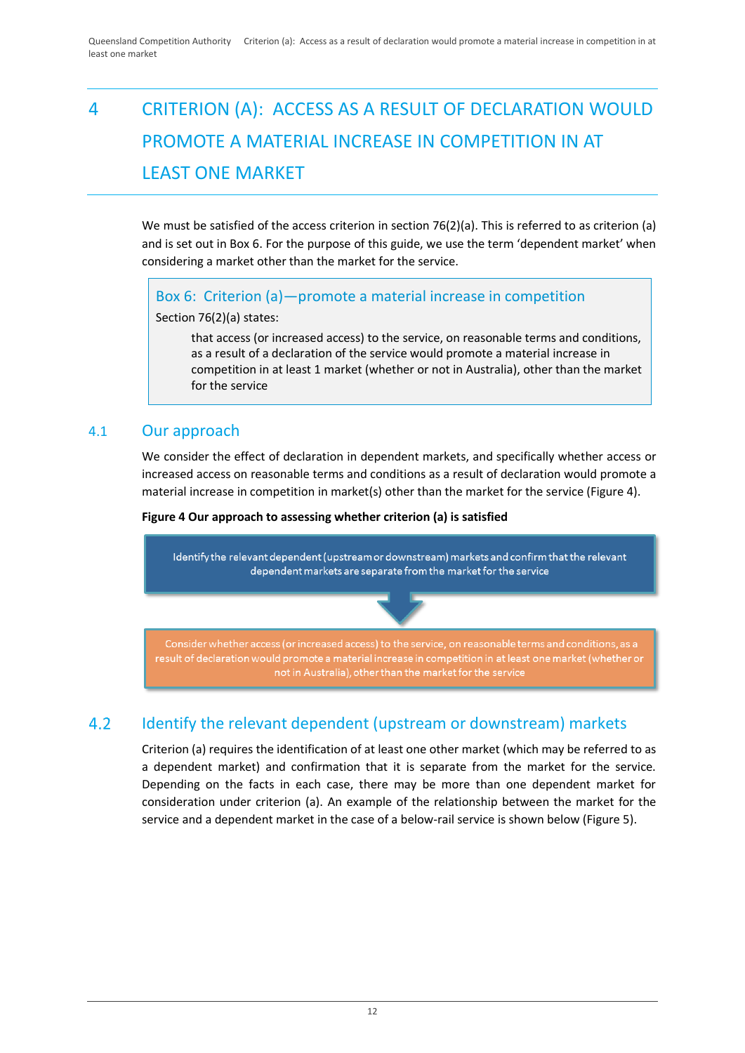# 4 CRITERION (A): ACCESS AS A RESULT OF DECLARATION WOULD PROMOTE A MATERIAL INCREASE IN COMPETITION IN AT LEAST ONE MARKET

We must be satisfied of the access criterion in section 76(2)(a). This is referred to as criterion (a) and is set out in Box 6. For the purpose of this guide, we use the term 'dependent market' when considering a market other than the market for the service.

> **Box 6: Criterion (a)—promote a material increase in competition**
>
> Section 76(2)(a) states:
>
> > that access (or increased access) to the service, on reasonable terms and conditions, as a result of a declaration of the service would promote a material increase in competition in at least 1 market (whether or not in Australia), other than the market for the service

## 4.1 Our approach

We consider the effect of declaration in dependent markets, and specifically whether access or increased access on reasonable terms and conditions as a result of declaration would promote a material increase in competition in market(s) other than the market for the service (Figure 4).

**Figure 4 Our approach to assessing whether criterion (a) is satisfied**

Identify the relevant dependent (upstream or downstream) markets and confirm that the relevant dependent markets are separate from the market for the service

↓

Consider whether access (or increased access) to the service, on reasonable terms and conditions, as a result of declaration would promote a material increase in competition in at least one market (whether or not in Australia), other than the market for the service

## 4.2 Identify the relevant dependent (upstream or downstream) markets

Criterion (a) requires the identification of at least one other market (which may be referred to as a dependent market) and confirmation that it is separate from the market for the service. Depending on the facts in each case, there may be more than one dependent market for consideration under criterion (a). An example of the relationship between the market for the service and a dependent market in the case of a below-rail service is shown below (Figure 5).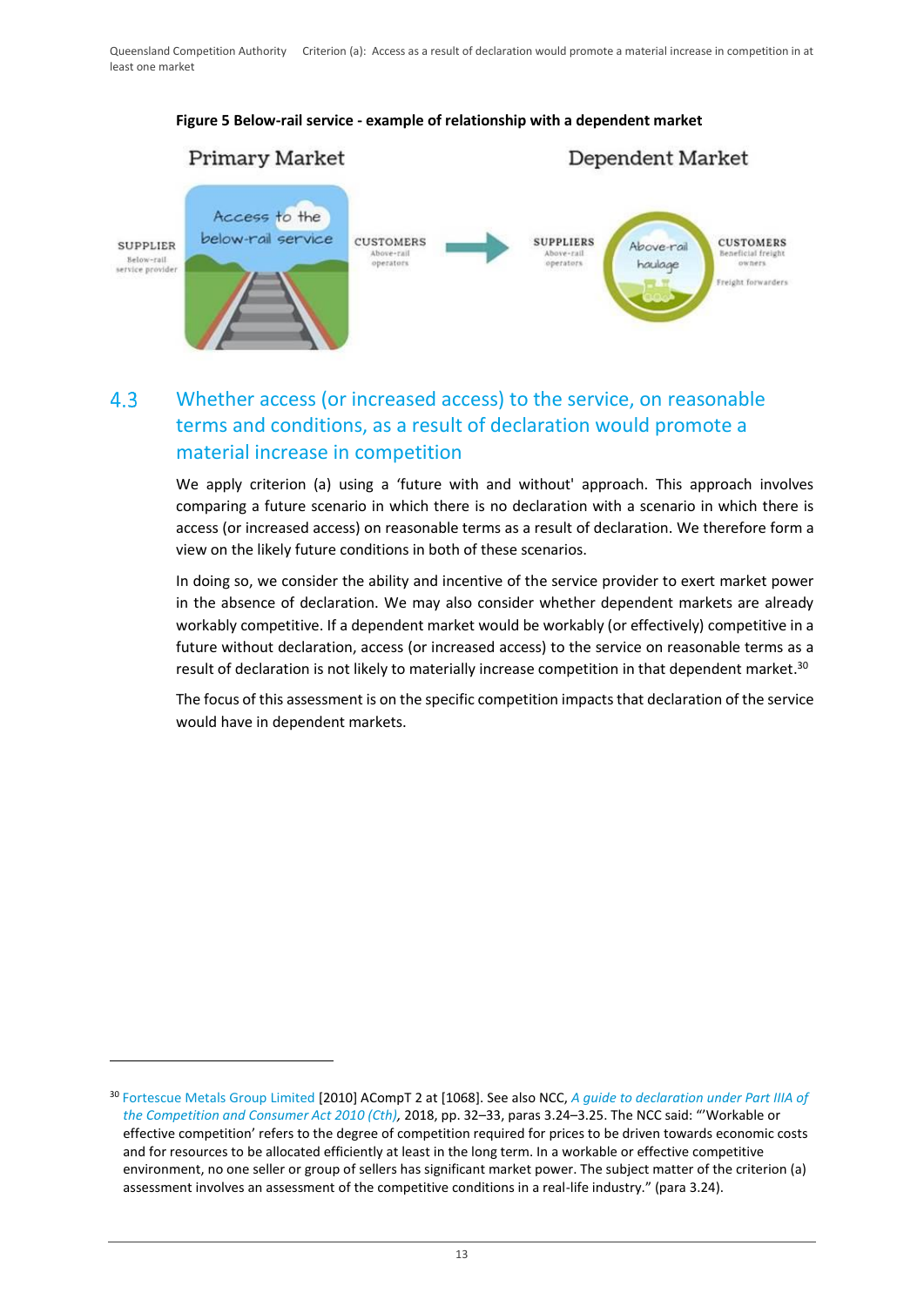**Figure 5 Below-rail service - example of relationship with a dependent market**

Primary Market

SUPPLIER
Below-rail service provider

Access to the below-rail service

CUSTOMERS
Above-rail operators

Dependent Market

SUPPLIERS
Above-rail operators

Above-rail haulage

CUSTOMERS
Beneficial freight owners

Freight forwarders

## 4.3 Whether access (or increased access) to the service, on reasonable terms and conditions, as a result of declaration would promote a material increase in competition

We apply criterion (a) using a 'future with and without' approach. This approach involves comparing a future scenario in which there is no declaration with a scenario in which there is access (or increased access) on reasonable terms as a result of declaration. We therefore form a view on the likely future conditions in both of these scenarios.

In doing so, we consider the ability and incentive of the service provider to exert market power in the absence of declaration. We may also consider whether dependent markets are already workably competitive. If a dependent market would be workably (or effectively) competitive in a future without declaration, access (or increased access) to the service on reasonable terms as a result of declaration is not likely to materially increase competition in that dependent market.[30]

The focus of this assessment is on the specific competition impacts that declaration of the service would have in dependent markets.

---

[30] Fortescue Metals Group Limited [2010] ACompT 2 at [1068]. See also NCC, *A guide to declaration under Part IIIA of the Competition and Consumer Act 2010 (Cth)*, 2018, pp. 32–33, paras 3.24–3.25. The NCC said: "'Workable or effective competition' refers to the degree of competition required for prices to be driven towards economic costs and for resources to be allocated efficiently at least in the long term. In a workable or effective competitive environment, no one seller or group of sellers has significant market power. The subject matter of the criterion (a) assessment involves an assessment of the competitive conditions in a real-life industry." (para 3.24).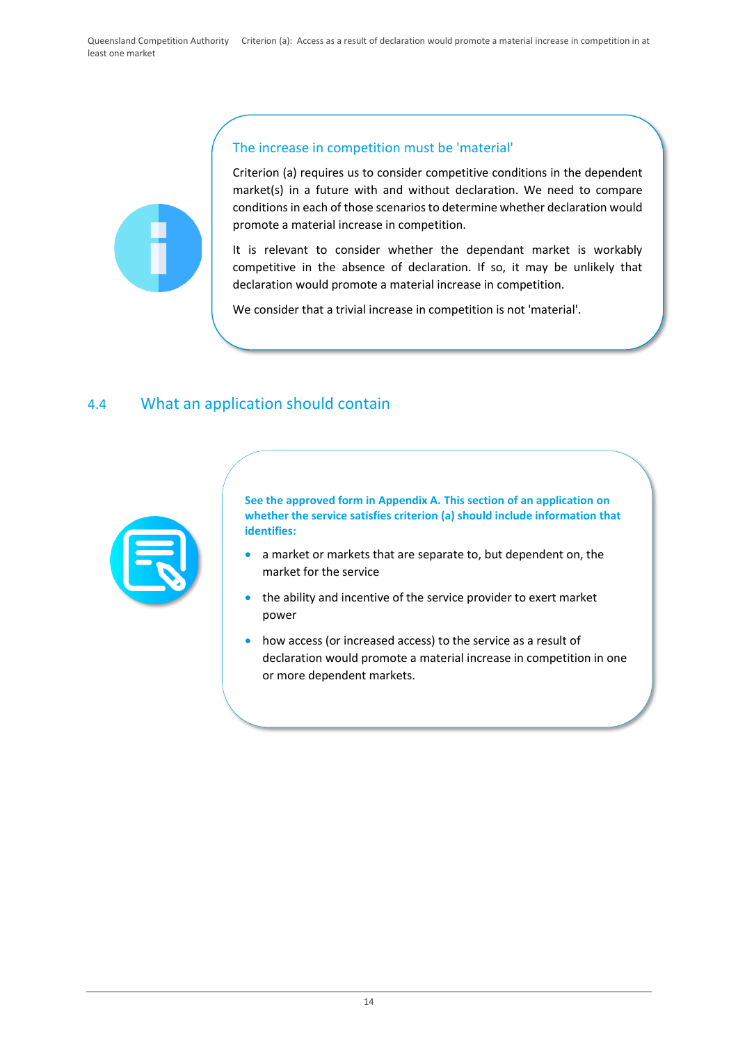### The increase in competition must be 'material'

Criterion (a) requires us to consider competitive conditions in the dependent market(s) in a future with and without declaration. We need to compare conditions in each of those scenarios to determine whether declaration would promote a material increase in competition.

It is relevant to consider whether the dependant market is workably competitive in the absence of declaration. If so, it may be unlikely that declaration would promote a material increase in competition.

We consider that a trivial increase in competition is not 'material'.

## 4.4 What an application should contain

**See the approved form in Appendix A. This section of an application on whether the service satisfies criterion (a) should include information that identifies:**

- a market or markets that are separate to, but dependent on, the market for the service
- the ability and incentive of the service provider to exert market power
- how access (or increased access) to the service as a result of declaration would promote a material increase in competition in one or more dependent markets.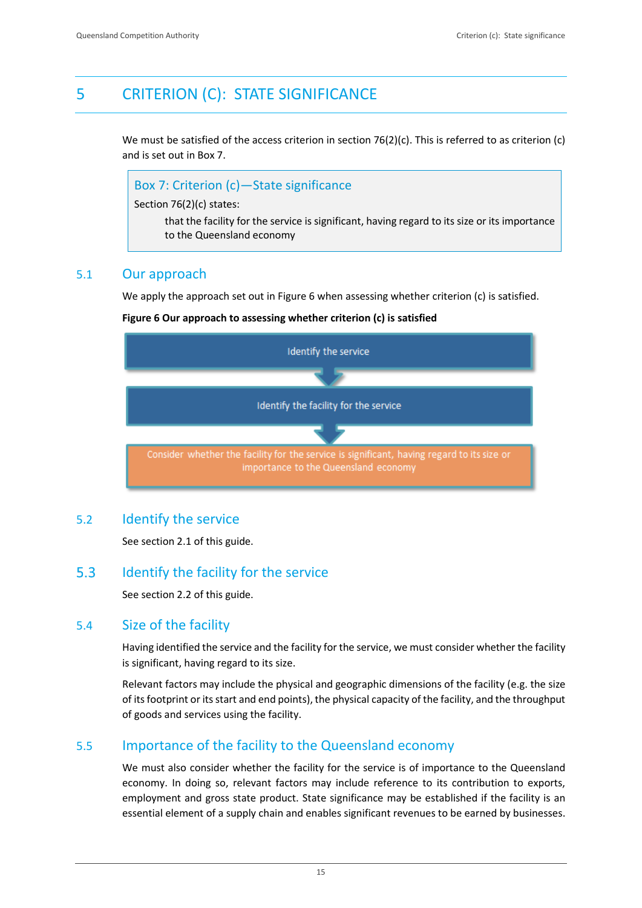// Page 21 //

# 5 CRITERION (C): STATE SIGNIFICANCE

We must be satisfied of the access criterion in section 76(2)(c). This is referred to as criterion (c) and is set out in Box 7.

> **Box 7: Criterion (c)—State significance**
>
> Section 76(2)(c) states:
>
> that the facility for the service is significant, having regard to its size or its importance to the Queensland economy

## 5.1 Our approach

We apply the approach set out in Figure 6 when assessing whether criterion (c) is satisfied.

**Figure 6 Our approach to assessing whether criterion (c) is satisfied**

Identify the service

↓

Identify the facility for the service

↓

Consider whether the facility for the service is significant, having regard to its size or importance to the Queensland economy

## 5.2 Identify the service

See section 2.1 of this guide.

## 5.3 Identify the facility for the service

See section 2.2 of this guide.

## 5.4 Size of the facility

Having identified the service and the facility for the service, we must consider whether the facility is significant, having regard to its size.

Relevant factors may include the physical and geographic dimensions of the facility (e.g. the size of its footprint or its start and end points), the physical capacity of the facility, and the throughput of goods and services using the facility.

## 5.5 Importance of the facility to the Queensland economy

We must also consider whether the facility for the service is of importance to the Queensland economy. In doing so, relevant factors may include reference to its contribution to exports, employment and gross state product. State significance may be established if the facility is an essential element of a supply chain and enables significant revenues to be earned by businesses.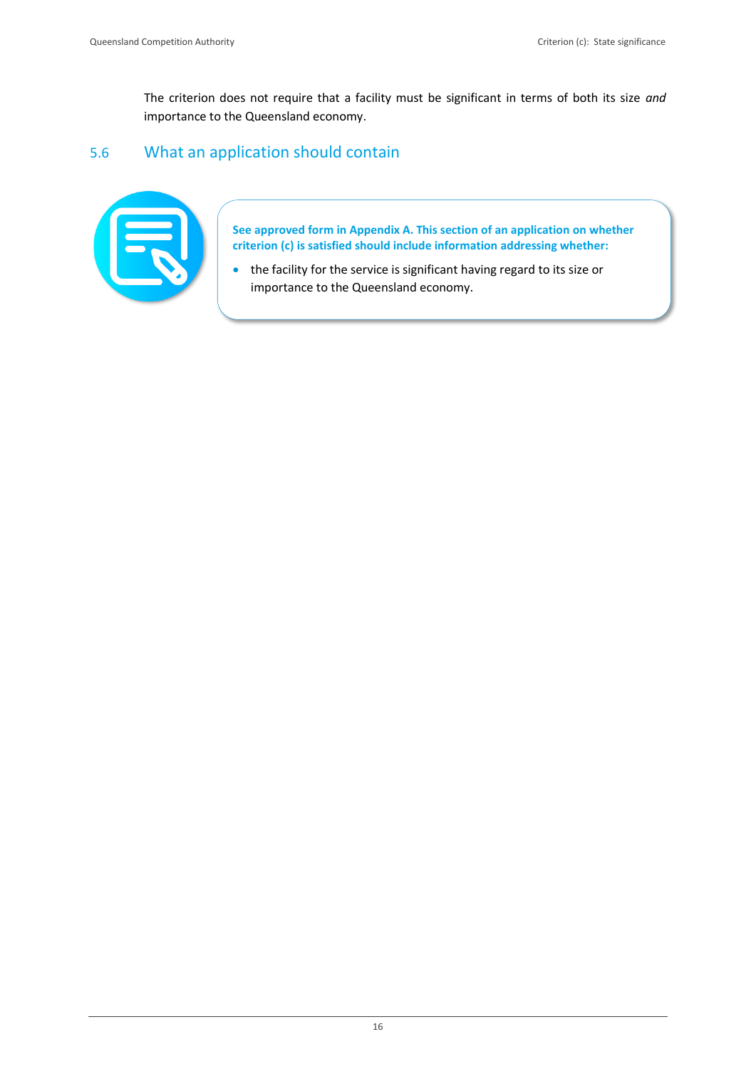The criterion does not require that a facility must be significant in terms of both its size *and* importance to the Queensland economy.

## 5.6 What an application should contain

**See approved form in Appendix A. This section of an application on whether criterion (c) is satisfied should include information addressing whether:**

- the facility for the service is significant having regard to its size or importance to the Queensland economy.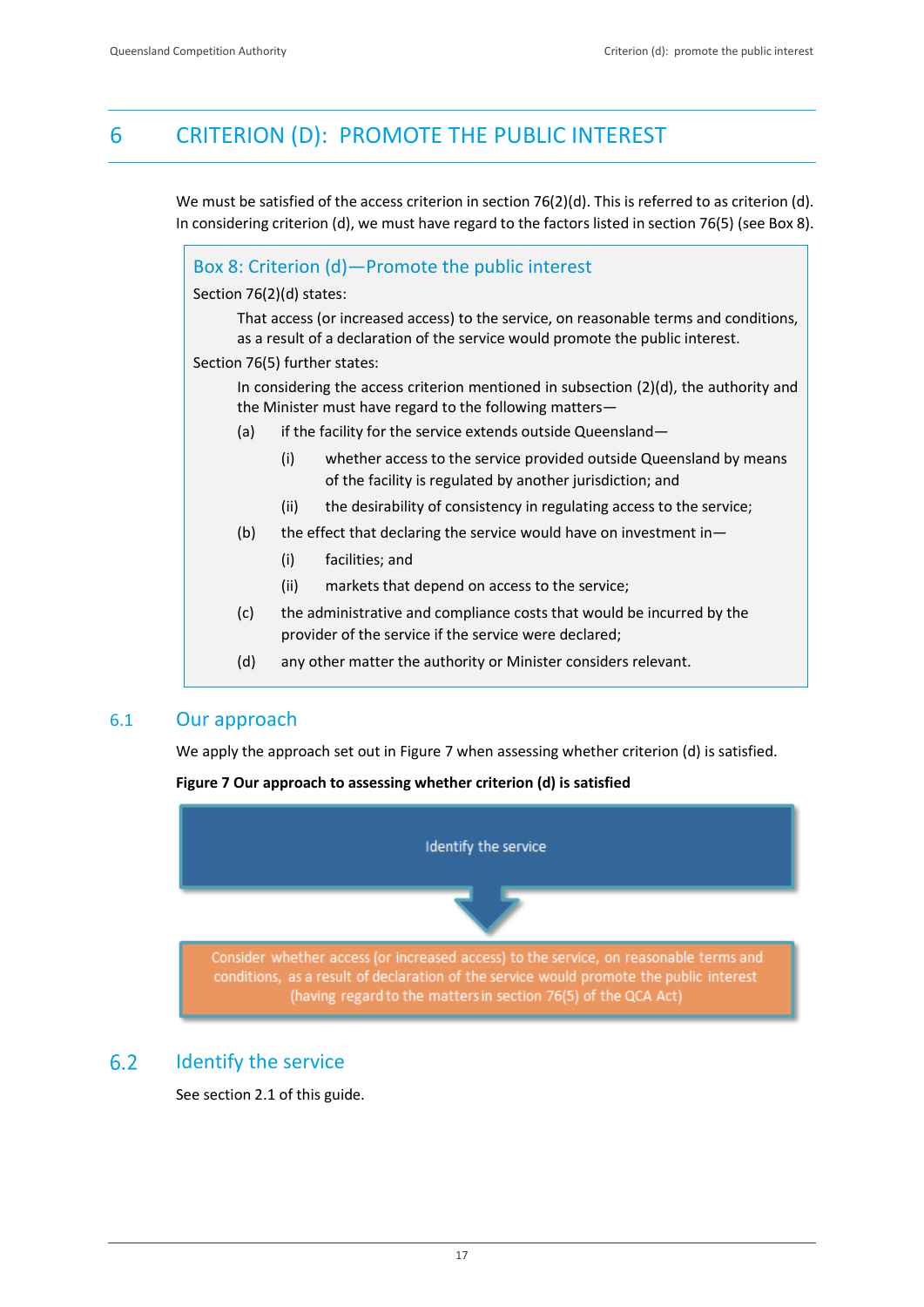# 6 CRITERION (D): PROMOTE THE PUBLIC INTEREST

We must be satisfied of the access criterion in section 76(2)(d). This is referred to as criterion (d). In considering criterion (d), we must have regard to the factors listed in section 76(5) (see Box 8).

> **Box 8: Criterion (d)—Promote the public interest**
>
> Section 76(2)(d) states:
>
> That access (or increased access) to the service, on reasonable terms and conditions, as a result of a declaration of the service would promote the public interest.
>
> Section 76(5) further states:
>
> In considering the access criterion mentioned in subsection (2)(d), the authority and the Minister must have regard to the following matters—
>
> (a) if the facility for the service extends outside Queensland—
>
> (i) whether access to the service provided outside Queensland by means of the facility is regulated by another jurisdiction; and
>
> (ii) the desirability of consistency in regulating access to the service;
>
> (b) the effect that declaring the service would have on investment in—
>
> (i) facilities; and
>
> (ii) markets that depend on access to the service;
>
> (c) the administrative and compliance costs that would be incurred by the provider of the service if the service were declared;
>
> (d) any other matter the authority or Minister considers relevant.

## 6.1 Our approach

We apply the approach set out in Figure 7 when assessing whether criterion (d) is satisfied.

**Figure 7 Our approach to assessing whether criterion (d) is satisfied**

Identify the service

↓

Consider whether access (or increased access) to the service, on reasonable terms and conditions, as a result of declaration of the service would promote the public interest (having regard to the matters in section 76(5) of the QCA Act)

## 6.2 Identify the service

See section 2.1 of this guide.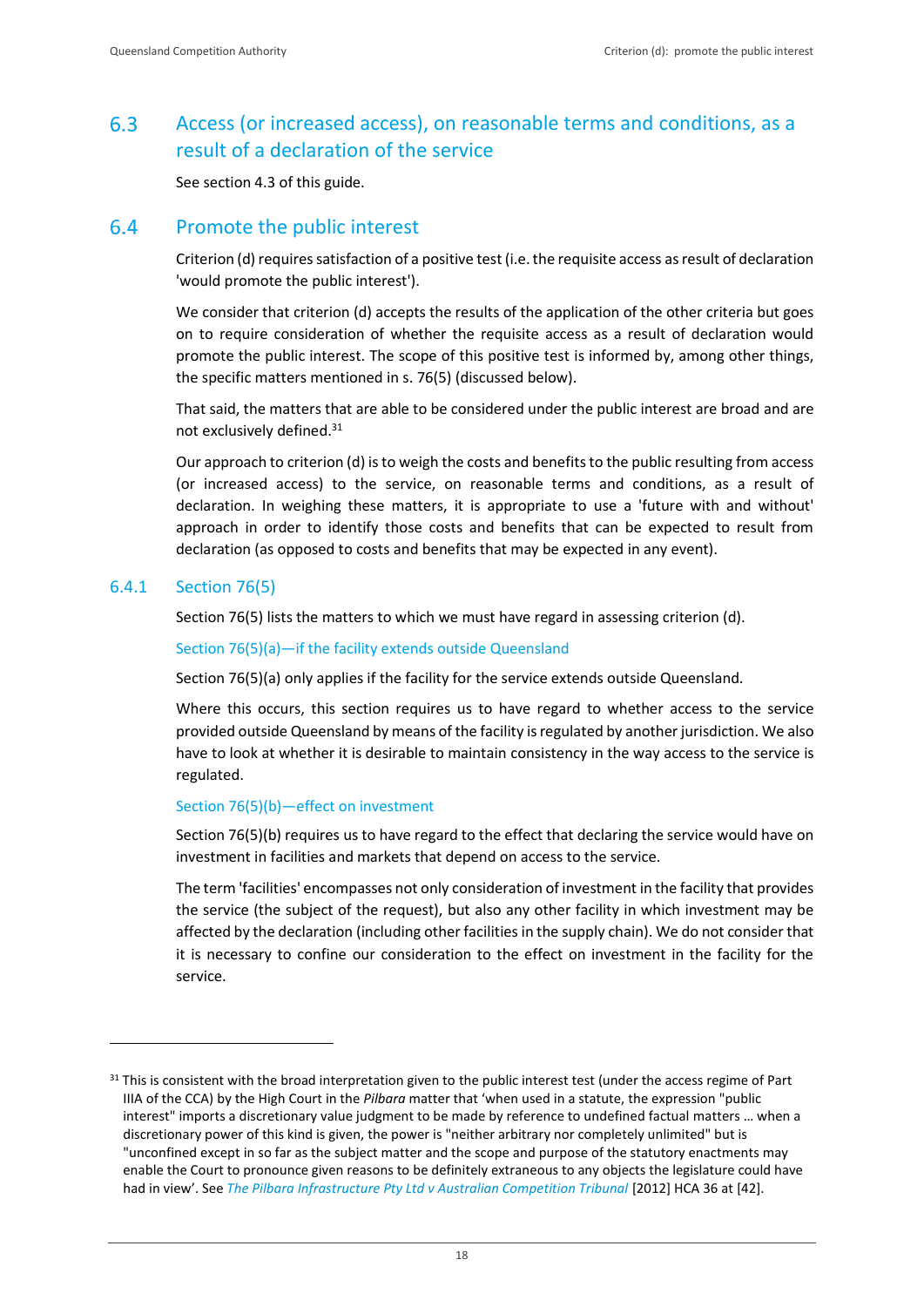## 6.3 Access (or increased access), on reasonable terms and conditions, as a result of a declaration of the service

See section 4.3 of this guide.

## 6.4 Promote the public interest

Criterion (d) requires satisfaction of a positive test (i.e. the requisite access as result of declaration 'would promote the public interest').

We consider that criterion (d) accepts the results of the application of the other criteria but goes on to require consideration of whether the requisite access as a result of declaration would promote the public interest. The scope of this positive test is informed by, among other things, the specific matters mentioned in s. 76(5) (discussed below).

That said, the matters that are able to be considered under the public interest are broad and are not exclusively defined.[31]

Our approach to criterion (d) is to weigh the costs and benefits to the public resulting from access (or increased access) to the service, on reasonable terms and conditions, as a result of declaration. In weighing these matters, it is appropriate to use a 'future with and without' approach in order to identify those costs and benefits that can be expected to result from declaration (as opposed to costs and benefits that may be expected in any event).

### 6.4.1 Section 76(5)

Section 76(5) lists the matters to which we must have regard in assessing criterion (d).

#### Section 76(5)(a)—if the facility extends outside Queensland

Section 76(5)(a) only applies if the facility for the service extends outside Queensland.

Where this occurs, this section requires us to have regard to whether access to the service provided outside Queensland by means of the facility is regulated by another jurisdiction. We also have to look at whether it is desirable to maintain consistency in the way access to the service is regulated.

#### Section 76(5)(b)—effect on investment

Section 76(5)(b) requires us to have regard to the effect that declaring the service would have on investment in facilities and markets that depend on access to the service.

The term 'facilities' encompasses not only consideration of investment in the facility that provides the service (the subject of the request), but also any other facility in which investment may be affected by the declaration (including other facilities in the supply chain). We do not consider that it is necessary to confine our consideration to the effect on investment in the facility for the service.

---

[31] This is consistent with the broad interpretation given to the public interest test (under the access regime of Part IIIA of the CCA) by the High Court in the *Pilbara* matter that 'when used in a statute, the expression "public interest" imports a discretionary value judgment to be made by reference to undefined factual matters … when a discretionary power of this kind is given, the power is "neither arbitrary nor completely unlimited" but is "unconfined except in so far as the subject matter and the scope and purpose of the statutory enactments may enable the Court to pronounce given reasons to be definitely extraneous to any objects the legislature could have had in view'. See *The Pilbara Infrastructure Pty Ltd v Australian Competition Tribunal* [2012] HCA 36 at [42].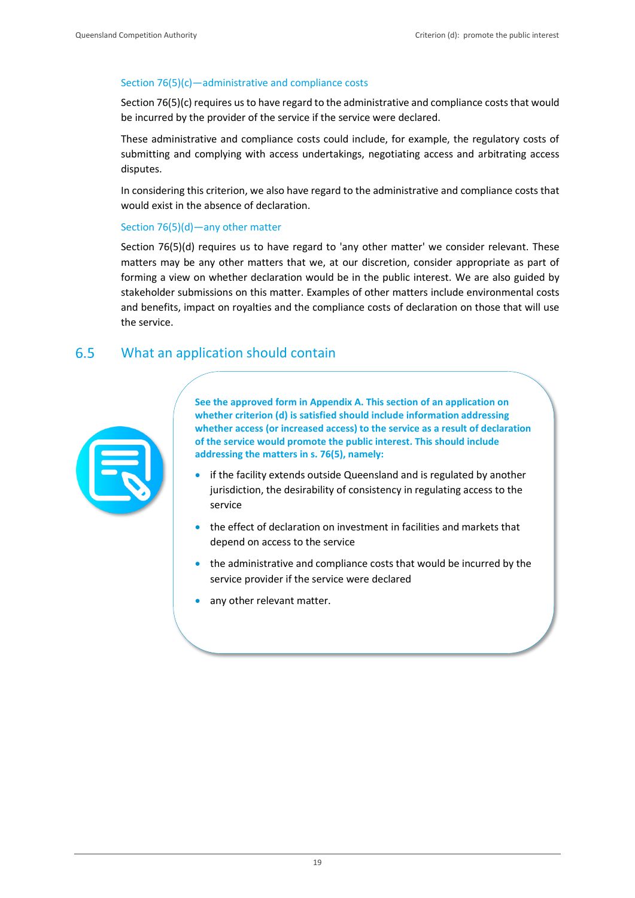#### Section 76(5)(c)—administrative and compliance costs

Section 76(5)(c) requires us to have regard to the administrative and compliance costs that would be incurred by the provider of the service if the service were declared.

These administrative and compliance costs could include, for example, the regulatory costs of submitting and complying with access undertakings, negotiating access and arbitrating access disputes.

In considering this criterion, we also have regard to the administrative and compliance costs that would exist in the absence of declaration.

#### Section 76(5)(d)—any other matter

Section 76(5)(d) requires us to have regard to 'any other matter' we consider relevant. These matters may be any other matters that we, at our discretion, consider appropriate as part of forming a view on whether declaration would be in the public interest. We are also guided by stakeholder submissions on this matter. Examples of other matters include environmental costs and benefits, impact on royalties and the compliance costs of declaration on those that will use the service.

## 6.5 What an application should contain

**See the approved form in Appendix A. This section of an application on whether criterion (d) is satisfied should include information addressing whether access (or increased access) to the service as a result of declaration of the service would promote the public interest. This should include addressing the matters in s. 76(5), namely:**

- if the facility extends outside Queensland and is regulated by another jurisdiction, the desirability of consistency in regulating access to the service
- the effect of declaration on investment in facilities and markets that depend on access to the service
- the administrative and compliance costs that would be incurred by the service provider if the service were declared
- any other relevant matter.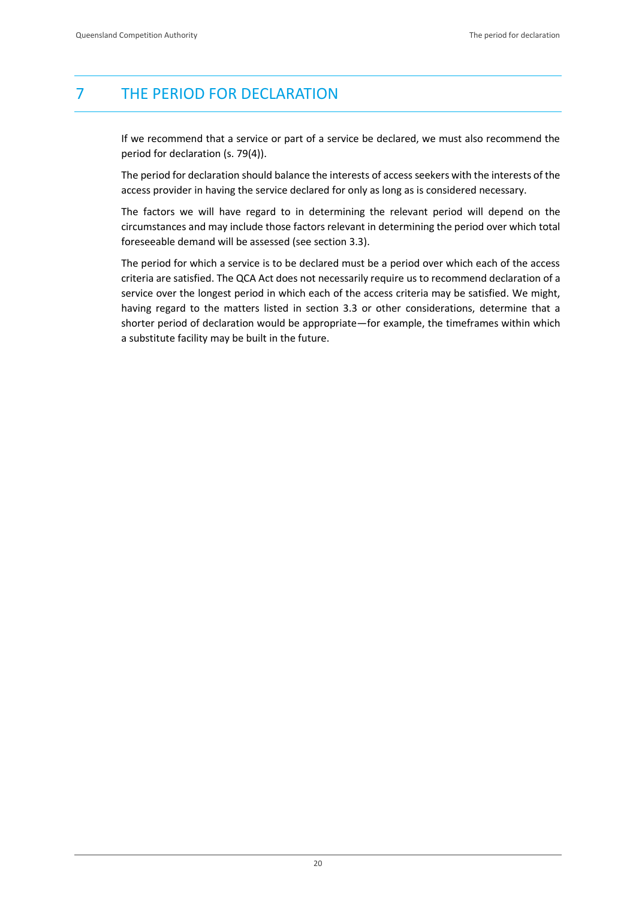# 7 THE PERIOD FOR DECLARATION

If we recommend that a service or part of a service be declared, we must also recommend the period for declaration (s. 79(4)).

The period for declaration should balance the interests of access seekers with the interests of the access provider in having the service declared for only as long as is considered necessary.

The factors we will have regard to in determining the relevant period will depend on the circumstances and may include those factors relevant in determining the period over which total foreseeable demand will be assessed (see section 3.3).

The period for which a service is to be declared must be a period over which each of the access criteria are satisfied. The QCA Act does not necessarily require us to recommend declaration of a service over the longest period in which each of the access criteria may be satisfied. We might, having regard to the matters listed in section 3.3 or other considerations, determine that a shorter period of declaration would be appropriate—for example, the timeframes within which a substitute facility may be built in the future.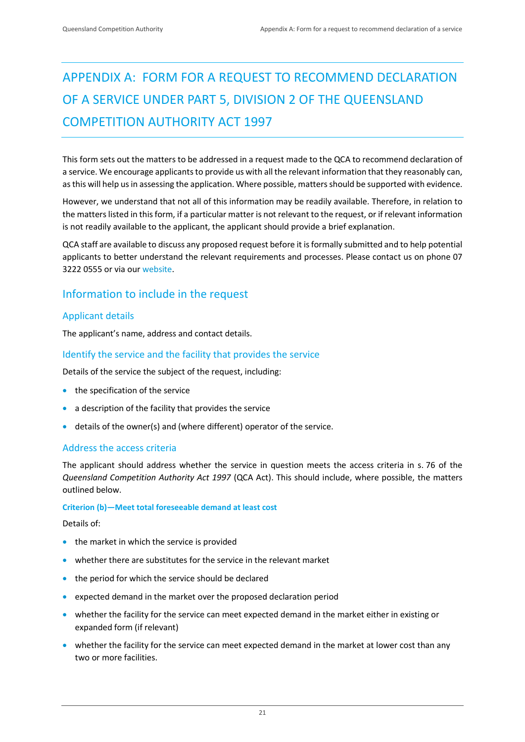# APPENDIX A: FORM FOR A REQUEST TO RECOMMEND DECLARATION OF A SERVICE UNDER PART 5, DIVISION 2 OF THE QUEENSLAND COMPETITION AUTHORITY ACT 1997

This form sets out the matters to be addressed in a request made to the QCA to recommend declaration of a service. We encourage applicants to provide us with all the relevant information that they reasonably can, as this will help us in assessing the application. Where possible, matters should be supported with evidence.

However, we understand that not all of this information may be readily available. Therefore, in relation to the matters listed in this form, if a particular matter is not relevant to the request, or if relevant information is not readily available to the applicant, the applicant should provide a brief explanation.

QCA staff are available to discuss any proposed request before it is formally submitted and to help potential applicants to better understand the relevant requirements and processes. Please contact us on phone 07 3222 0555 or via our website.

## Information to include in the request

### Applicant details

The applicant's name, address and contact details.

### Identify the service and the facility that provides the service

Details of the service the subject of the request, including:

- the specification of the service
- a description of the facility that provides the service
- details of the owner(s) and (where different) operator of the service.

### Address the access criteria

The applicant should address whether the service in question meets the access criteria in s. 76 of the *Queensland Competition Authority Act 1997* (QCA Act). This should include, where possible, the matters outlined below.

#### Criterion (b)—Meet total foreseeable demand at least cost

Details of:

- the market in which the service is provided
- whether there are substitutes for the service in the relevant market
- the period for which the service should be declared
- expected demand in the market over the proposed declaration period
- whether the facility for the service can meet expected demand in the market either in existing or expanded form (if relevant)
- whether the facility for the service can meet expected demand in the market at lower cost than any two or more facilities.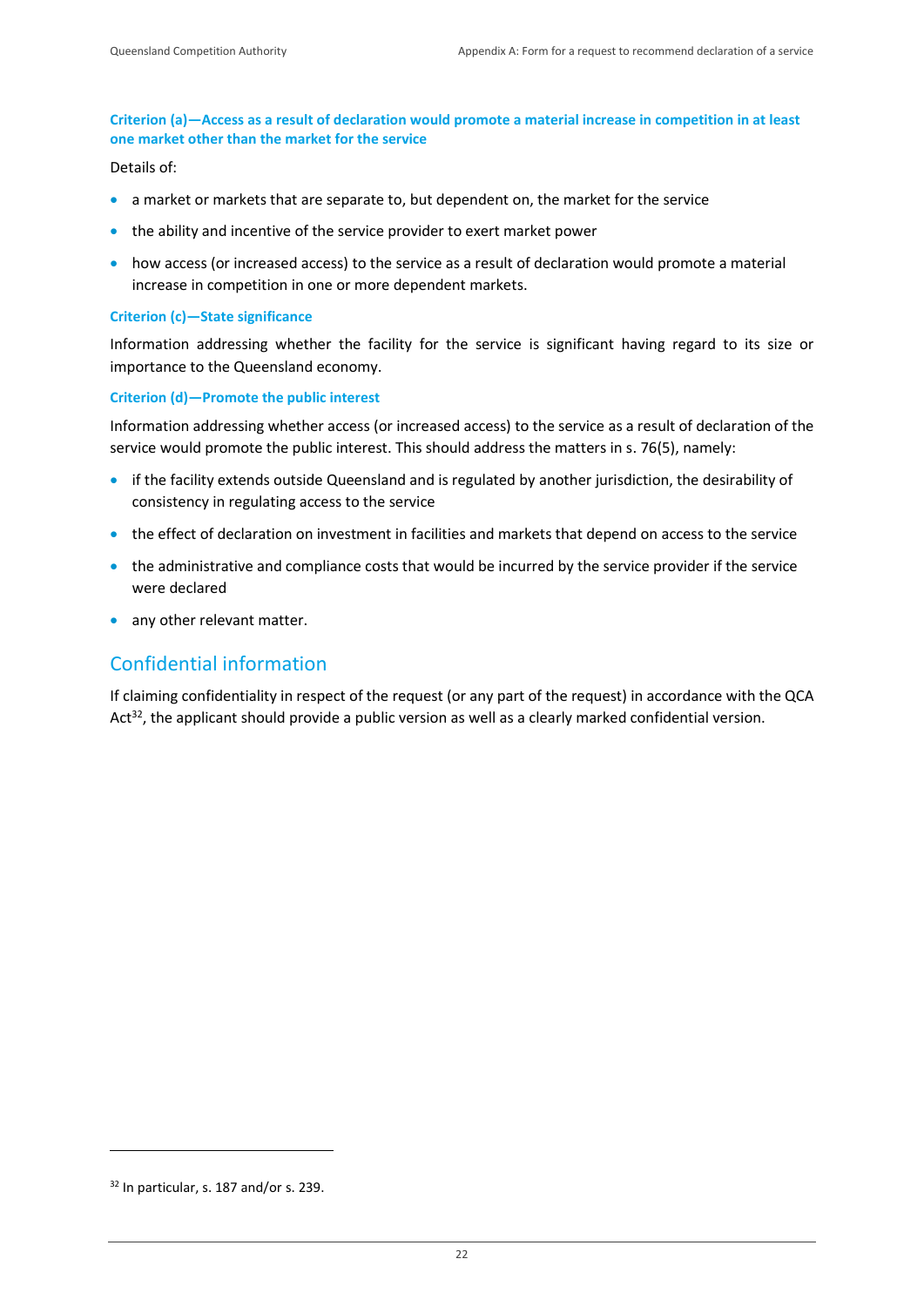#### Criterion (a)—Access as a result of declaration would promote a material increase in competition in at least one market other than the market for the service

Details of:

- a market or markets that are separate to, but dependent on, the market for the service
- the ability and incentive of the service provider to exert market power
- how access (or increased access) to the service as a result of declaration would promote a material increase in competition in one or more dependent markets.

#### Criterion (c)—State significance

Information addressing whether the facility for the service is significant having regard to its size or importance to the Queensland economy.

#### Criterion (d)—Promote the public interest

Information addressing whether access (or increased access) to the service as a result of declaration of the service would promote the public interest. This should address the matters in s. 76(5), namely:

- if the facility extends outside Queensland and is regulated by another jurisdiction, the desirability of consistency in regulating access to the service
- the effect of declaration on investment in facilities and markets that depend on access to the service
- the administrative and compliance costs that would be incurred by the service provider if the service were declared
- any other relevant matter.

## Confidential information

If claiming confidentiality in respect of the request (or any part of the request) in accordance with the QCA Act[32], the applicant should provide a public version as well as a clearly marked confidential version.

[32] In particular, s. 187 and/or s. 239.